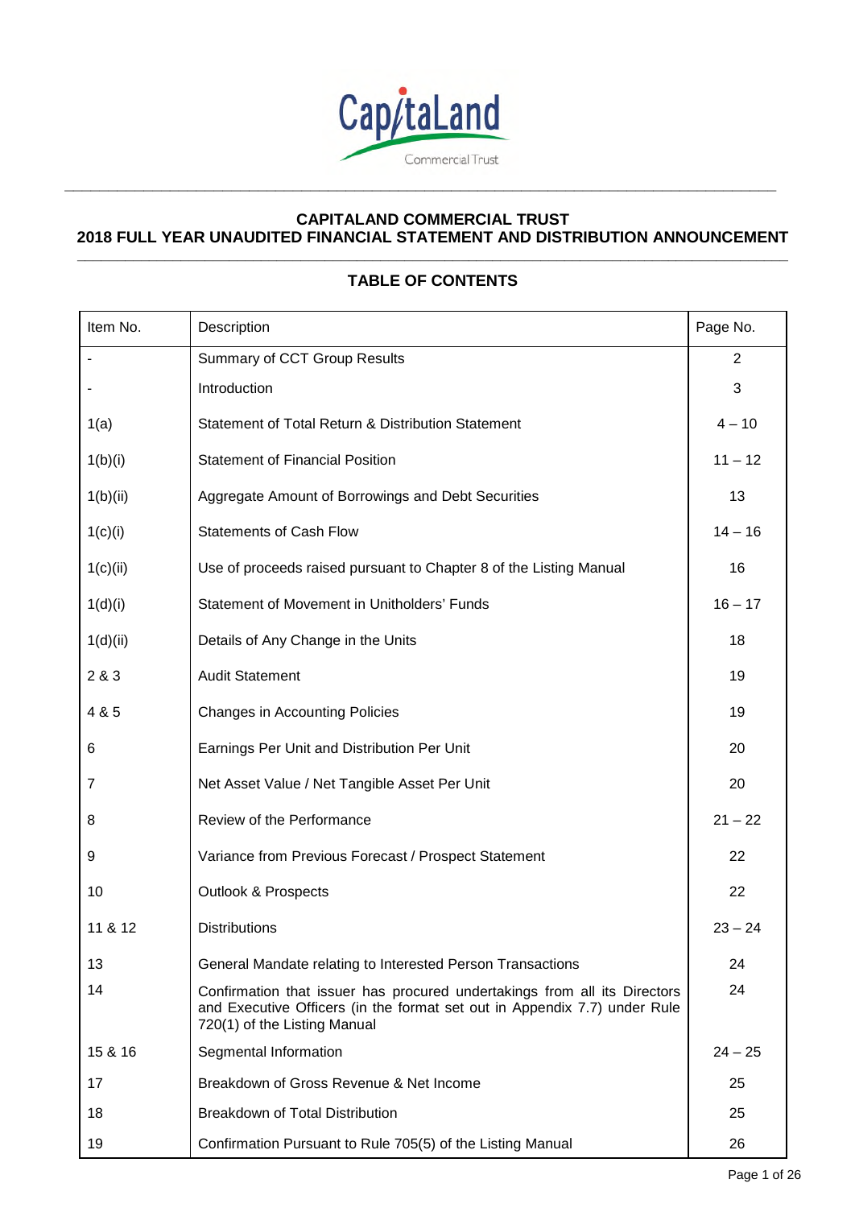# CAPITALAND COMMERCIAL TRUST

## 2018 FULL YEAR UNAUDITED FINANCIAL STATEMENT AND DISTRIBUTION ANNOUNCEMENT

### TABLE OF CONTENTS

| Item No. | Description | Page No. |
|---|---|---|
| - | Summary of CCT Group Results | 2 |
| - | Introduction | 3 |
| 1(a) | Statement of Total Return & Distribution Statement | 4 – 10 |
| 1(b)(i) | Statement of Financial Position | 11 – 12 |
| 1(b)(ii) | Aggregate Amount of Borrowings and Debt Securities | 13 |
| 1(c)(i) | Statements of Cash Flow | 14 – 16 |
| 1(c)(ii) | Use of proceeds raised pursuant to Chapter 8 of the Listing Manual | 16 |
| 1(d)(i) | Statement of Movement in Unitholders' Funds | 16 – 17 |
| 1(d)(ii) | Details of Any Change in the Units | 18 |
| 2 & 3 | Audit Statement | 19 |
| 4 & 5 | Changes in Accounting Policies | 19 |
| 6 | Earnings Per Unit and Distribution Per Unit | 20 |
| 7 | Net Asset Value / Net Tangible Asset Per Unit | 20 |
| 8 | Review of the Performance | 21 – 22 |
| 9 | Variance from Previous Forecast / Prospect Statement | 22 |
| 10 | Outlook & Prospects | 22 |
| 11 & 12 | Distributions | 23 – 24 |
| 13 | General Mandate relating to Interested Person Transactions | 24 |
| 14 | Confirmation that issuer has procured undertakings from all its Directors and Executive Officers (in the format set out in Appendix 7.7) under Rule 720(1) of the Listing Manual | 24 |
| 15 & 16 | Segmental Information | 24 – 25 |
| 17 | Breakdown of Gross Revenue & Net Income | 25 |
| 18 | Breakdown of Total Distribution | 25 |
| 19 | Confirmation Pursuant to Rule 705(5) of the Listing Manual | 26 |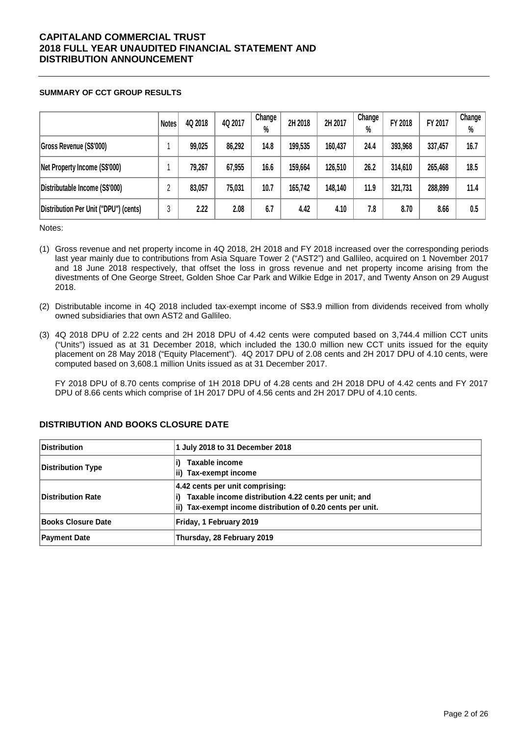# CAPITALAND COMMERCIAL TRUST
# 2018 FULL YEAR UNAUDITED FINANCIAL STATEMENT AND DISTRIBUTION ANNOUNCEMENT

### SUMMARY OF CCT GROUP RESULTS

| | Notes | 4Q 2018 | 4Q 2017 | Change % | 2H 2018 | 2H 2017 | Change % | FY 2018 | FY 2017 | Change % |
|---|---|---|---|---|---|---|---|---|---|---|
| Gross Revenue (S$'000) | 1 | 99,025 | 86,292 | 14.8 | 199,535 | 160,437 | 24.4 | 393,968 | 337,457 | 16.7 |
| Net Property Income (S$'000) | 1 | 79,267 | 67,955 | 16.6 | 159,664 | 126,510 | 26.2 | 314,610 | 265,468 | 18.5 |
| Distributable Income (S$'000) | 2 | 83,057 | 75,031 | 10.7 | 165,742 | 148,140 | 11.9 | 321,731 | 288,899 | 11.4 |
| Distribution Per Unit ("DPU") (cents) | 3 | 2.22 | 2.08 | 6.7 | 4.42 | 4.10 | 7.8 | 8.70 | 8.66 | 0.5 |

Notes:

(1) Gross revenue and net property income in 4Q 2018, 2H 2018 and FY 2018 increased over the corresponding periods last year mainly due to contributions from Asia Square Tower 2 ("AST2") and Gallileo, acquired on 1 November 2017 and 18 June 2018 respectively, that offset the loss in gross revenue and net property income arising from the divestments of One George Street, Golden Shoe Car Park and Wilkie Edge in 2017, and Twenty Anson on 29 August 2018.

(2) Distributable income in 4Q 2018 included tax-exempt income of S$3.9 million from dividends received from wholly owned subsidiaries that own AST2 and Gallileo.

(3) 4Q 2018 DPU of 2.22 cents and 2H 2018 DPU of 4.42 cents were computed based on 3,744.4 million CCT units ("Units") issued as at 31 December 2018, which included the 130.0 million new CCT units issued for the equity placement on 28 May 2018 ("Equity Placement"). 4Q 2017 DPU of 2.08 cents and 2H 2017 DPU of 4.10 cents, were computed based on 3,608.1 million Units issued as at 31 December 2017.

FY 2018 DPU of 8.70 cents comprise of 1H 2018 DPU of 4.28 cents and 2H 2018 DPU of 4.42 cents and FY 2017 DPU of 8.66 cents which comprise of 1H 2017 DPU of 4.56 cents and 2H 2017 DPU of 4.10 cents.

### DISTRIBUTION AND BOOKS CLOSURE DATE

| Distribution | 1 July 2018 to 31 December 2018 |
|---|---|
| Distribution Type | i) Taxable income<br>ii) Tax-exempt income |
| Distribution Rate | 4.42 cents per unit comprising:<br>i) Taxable income distribution 4.22 cents per unit; and<br>ii) Tax-exempt income distribution of 0.20 cents per unit. |
| Books Closure Date | Friday, 1 February 2019 |
| Payment Date | Thursday, 28 February 2019 |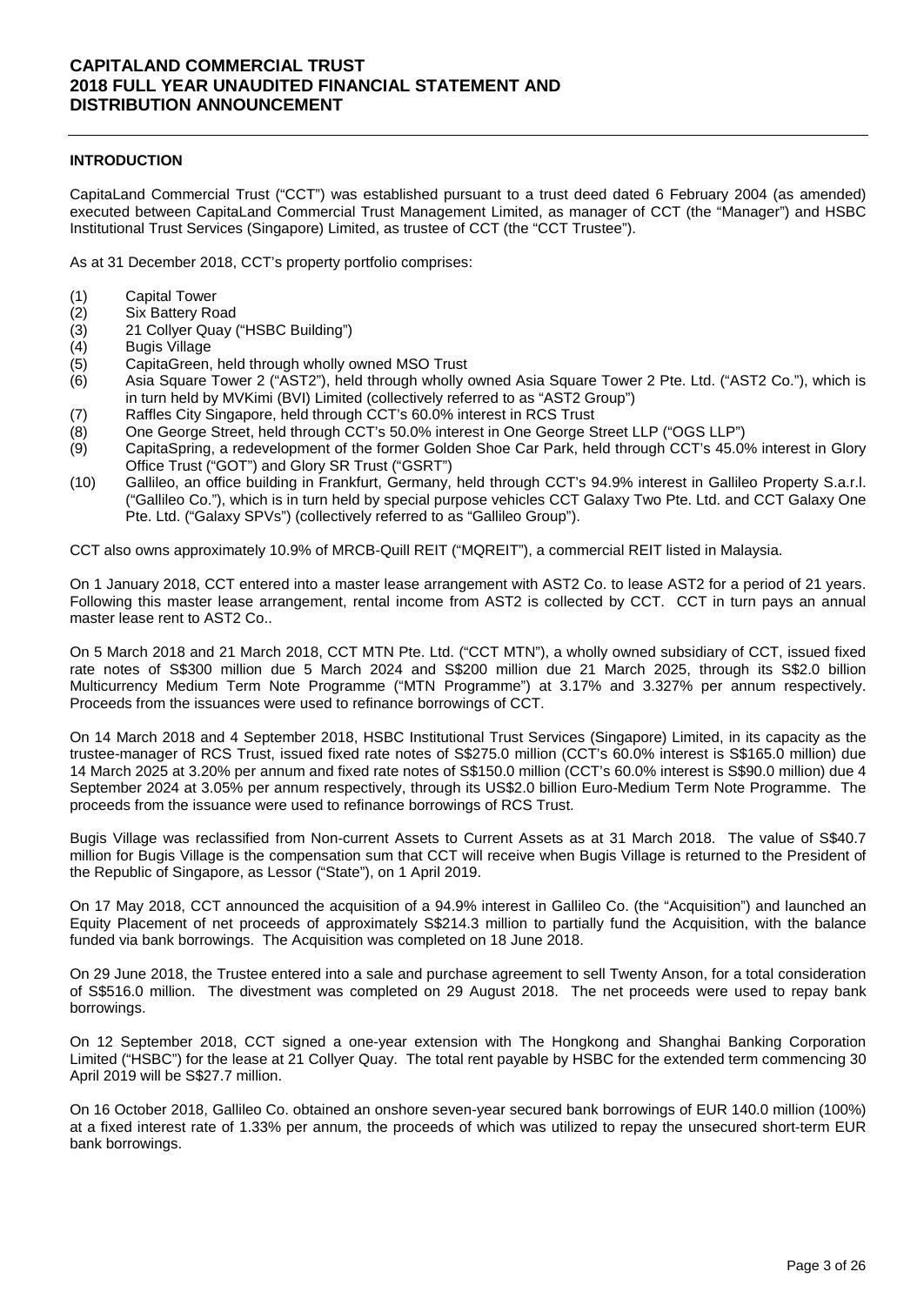# CAPITALAND COMMERCIAL TRUST
# 2018 FULL YEAR UNAUDITED FINANCIAL STATEMENT AND DISTRIBUTION ANNOUNCEMENT

## INTRODUCTION

CapitaLand Commercial Trust ("CCT") was established pursuant to a trust deed dated 6 February 2004 (as amended) executed between CapitaLand Commercial Trust Management Limited, as manager of CCT (the "Manager") and HSBC Institutional Trust Services (Singapore) Limited, as trustee of CCT (the "CCT Trustee").

As at 31 December 2018, CCT's property portfolio comprises:

(1) Capital Tower
(2) Six Battery Road
(3) 21 Collyer Quay ("HSBC Building")
(4) Bugis Village
(5) CapitaGreen, held through wholly owned MSO Trust
(6) Asia Square Tower 2 ("AST2"), held through wholly owned Asia Square Tower 2 Pte. Ltd. ("AST2 Co."), which is in turn held by MVKimi (BVI) Limited (collectively referred to as "AST2 Group")
(7) Raffles City Singapore, held through CCT's 60.0% interest in RCS Trust
(8) One George Street, held through CCT's 50.0% interest in One George Street LLP ("OGS LLP")
(9) CapitaSpring, a redevelopment of the former Golden Shoe Car Park, held through CCT's 45.0% interest in Glory Office Trust ("GOT") and Glory SR Trust ("GSRT")
(10) Gallileo, an office building in Frankfurt, Germany, held through CCT's 94.9% interest in Gallileo Property S.a.r.l. ("Gallileo Co."), which is in turn held by special purpose vehicles CCT Galaxy Two Pte. Ltd. and CCT Galaxy One Pte. Ltd. ("Galaxy SPVs") (collectively referred to as "Gallileo Group").

CCT also owns approximately 10.9% of MRCB-Quill REIT ("MQREIT"), a commercial REIT listed in Malaysia.

On 1 January 2018, CCT entered into a master lease arrangement with AST2 Co. to lease AST2 for a period of 21 years. Following this master lease arrangement, rental income from AST2 is collected by CCT. CCT in turn pays an annual master lease rent to AST2 Co..

On 5 March 2018 and 21 March 2018, CCT MTN Pte. Ltd. ("CCT MTN"), a wholly owned subsidiary of CCT, issued fixed rate notes of S$300 million due 5 March 2024 and S$200 million due 21 March 2025, through its S$2.0 billion Multicurrency Medium Term Note Programme ("MTN Programme") at 3.17% and 3.327% per annum respectively. Proceeds from the issuances were used to refinance borrowings of CCT.

On 14 March 2018 and 4 September 2018, HSBC Institutional Trust Services (Singapore) Limited, in its capacity as the trustee-manager of RCS Trust, issued fixed rate notes of S$275.0 million (CCT's 60.0% interest is S$165.0 million) due 14 March 2025 at 3.20% per annum and fixed rate notes of S$150.0 million (CCT's 60.0% interest is S$90.0 million) due 4 September 2024 at 3.05% per annum respectively, through its US$2.0 billion Euro-Medium Term Note Programme. The proceeds from the issuance were used to refinance borrowings of RCS Trust.

Bugis Village was reclassified from Non-current Assets to Current Assets as at 31 March 2018. The value of S$40.7 million for Bugis Village is the compensation sum that CCT will receive when Bugis Village is returned to the President of the Republic of Singapore, as Lessor ("State"), on 1 April 2019.

On 17 May 2018, CCT announced the acquisition of a 94.9% interest in Gallileo Co. (the "Acquisition") and launched an Equity Placement of net proceeds of approximately S$214.3 million to partially fund the Acquisition, with the balance funded via bank borrowings. The Acquisition was completed on 18 June 2018.

On 29 June 2018, the Trustee entered into a sale and purchase agreement to sell Twenty Anson, for a total consideration of S$516.0 million. The divestment was completed on 29 August 2018. The net proceeds were used to repay bank borrowings.

On 12 September 2018, CCT signed a one-year extension with The Hongkong and Shanghai Banking Corporation Limited ("HSBC") for the lease at 21 Collyer Quay. The total rent payable by HSBC for the extended term commencing 30 April 2019 will be S$27.7 million.

On 16 October 2018, Gallileo Co. obtained an onshore seven-year secured bank borrowings of EUR 140.0 million (100%) at a fixed interest rate of 1.33% per annum, the proceeds of which was utilized to repay the unsecured short-term EUR bank borrowings.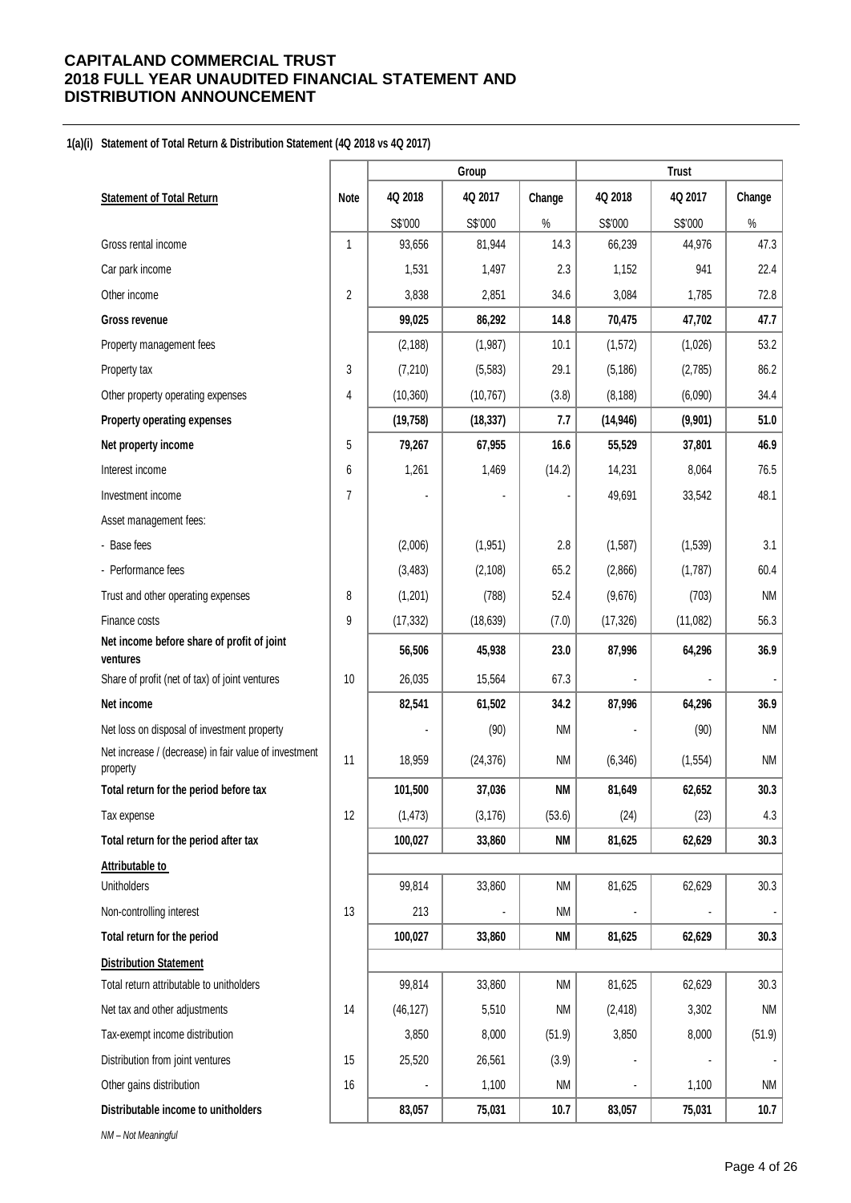# CAPITALAND COMMERCIAL TRUST
# 2018 FULL YEAR UNAUDITED FINANCIAL STATEMENT AND DISTRIBUTION ANNOUNCEMENT

### 1(a)(i) Statement of Total Return & Distribution Statement (4Q 2018 vs 4Q 2017)

| | | Group | | | Trust | | |
|---|---|---|---|---|---|---|---|
| **Statement of Total Return** | Note | 4Q 2018 | 4Q 2017 | Change | 4Q 2018 | 4Q 2017 | Change |
| | | S$'000 | S$'000 | % | S$'000 | S$'000 | % |
| Gross rental income | 1 | 93,656 | 81,944 | 14.3 | 66,239 | 44,976 | 47.3 |
| Car park income | | 1,531 | 1,497 | 2.3 | 1,152 | 941 | 22.4 |
| Other income | 2 | 3,838 | 2,851 | 34.6 | 3,084 | 1,785 | 72.8 |
| **Gross revenue** | | **99,025** | **86,292** | **14.8** | **70,475** | **47,702** | **47.7** |
| Property management fees | | (2,188) | (1,987) | 10.1 | (1,572) | (1,026) | 53.2 |
| Property tax | 3 | (7,210) | (5,583) | 29.1 | (5,186) | (2,785) | 86.2 |
| Other property operating expenses | 4 | (10,360) | (10,767) | (3.8) | (8,188) | (6,090) | 34.4 |
| **Property operating expenses** | | **(19,758)** | **(18,337)** | **7.7** | **(14,946)** | **(9,901)** | **51.0** |
| **Net property income** | 5 | **79,267** | **67,955** | **16.6** | **55,529** | **37,801** | **46.9** |
| Interest income | 6 | 1,261 | 1,469 | (14.2) | 14,231 | 8,064 | 76.5 |
| Investment income | 7 | - | - | - | 49,691 | 33,542 | 48.1 |
| Asset management fees: | | | | | | | |
| - Base fees | | (2,006) | (1,951) | 2.8 | (1,587) | (1,539) | 3.1 |
| - Performance fees | | (3,483) | (2,108) | 65.2 | (2,866) | (1,787) | 60.4 |
| Trust and other operating expenses | 8 | (1,201) | (788) | 52.4 | (9,676) | (703) | NM |
| Finance costs | 9 | (17,332) | (18,639) | (7.0) | (17,326) | (11,082) | 56.3 |
| **Net income before share of profit of joint ventures** | | **56,506** | **45,938** | **23.0** | **87,996** | **64,296** | **36.9** |
| Share of profit (net of tax) of joint ventures | 10 | 26,035 | 15,564 | 67.3 | - | - | - |
| **Net income** | | **82,541** | **61,502** | **34.2** | **87,996** | **64,296** | **36.9** |
| Net loss on disposal of investment property | | - | (90) | NM | - | (90) | NM |
| Net increase / (decrease) in fair value of investment property | 11 | 18,959 | (24,376) | NM | (6,346) | (1,554) | NM |
| **Total return for the period before tax** | | **101,500** | **37,036** | **NM** | **81,649** | **62,652** | **30.3** |
| Tax expense | 12 | (1,473) | (3,176) | (53.6) | (24) | (23) | 4.3 |
| **Total return for the period after tax** | | **100,027** | **33,860** | **NM** | **81,625** | **62,629** | **30.3** |
| **Attributable to** | | | | | | | |
| Unitholders | | 99,814 | 33,860 | NM | 81,625 | 62,629 | 30.3 |
| Non-controlling interest | 13 | 213 | - | NM | - | - | - |
| **Total return for the period** | | **100,027** | **33,860** | **NM** | **81,625** | **62,629** | **30.3** |
| **Distribution Statement** | | | | | | | |
| Total return attributable to unitholders | | 99,814 | 33,860 | NM | 81,625 | 62,629 | 30.3 |
| Net tax and other adjustments | 14 | (46,127) | 5,510 | NM | (2,418) | 3,302 | NM |
| Tax-exempt income distribution | | 3,850 | 8,000 | (51.9) | 3,850 | 8,000 | (51.9) |
| Distribution from joint ventures | 15 | 25,520 | 26,561 | (3.9) | - | - | - |
| Other gains distribution | 16 | - | 1,100 | NM | - | 1,100 | NM |
| **Distributable income to unitholders** | | **83,057** | **75,031** | **10.7** | **83,057** | **75,031** | **10.7** |

*NM – Not Meaningful*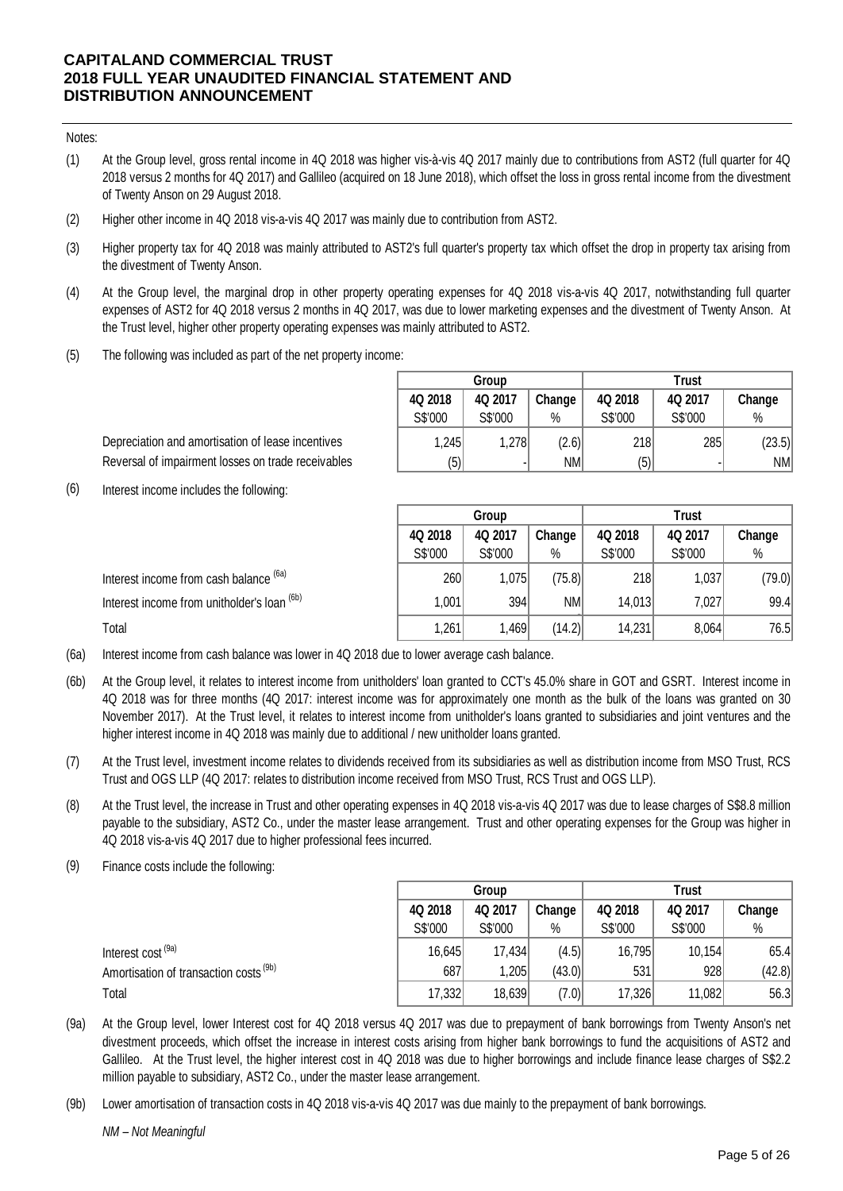# CAPITALAND COMMERCIAL TRUST
# 2018 FULL YEAR UNAUDITED FINANCIAL STATEMENT AND DISTRIBUTION ANNOUNCEMENT

Notes:

(1) At the Group level, gross rental income in 4Q 2018 was higher vis-à-vis 4Q 2017 mainly due to contributions from AST2 (full quarter for 4Q 2018 versus 2 months for 4Q 2017) and Gallileo (acquired on 18 June 2018), which offset the loss in gross rental income from the divestment of Twenty Anson on 29 August 2018.

(2) Higher other income in 4Q 2018 vis-a-vis 4Q 2017 was mainly due to contribution from AST2.

(3) Higher property tax for 4Q 2018 was mainly attributed to AST2's full quarter's property tax which offset the drop in property tax arising from the divestment of Twenty Anson.

(4) At the Group level, the marginal drop in other property operating expenses for 4Q 2018 vis-a-vis 4Q 2017, notwithstanding full quarter expenses of AST2 for 4Q 2018 versus 2 months in 4Q 2017, was due to lower marketing expenses and the divestment of Twenty Anson. At the Trust level, higher other property operating expenses was mainly attributed to AST2.

(5) The following was included as part of the net property income:

| | Group | | | Trust | | |
|---|---|---|---|---|---|---|
| | 4Q 2018 | 4Q 2017 | Change | 4Q 2018 | 4Q 2017 | Change |
| | S$'000 | S$'000 | % | S$'000 | S$'000 | % |
| Depreciation and amortisation of lease incentives | 1,245 | 1,278 | (2.6) | 218 | 285 | (23.5) |
| Reversal of impairment losses on trade receivables | (5) | - | NM | (5) | - | NM |

(6) Interest income includes the following:

| | Group | | | Trust | | |
|---|---|---|---|---|---|---|
| | 4Q 2018 | 4Q 2017 | Change | 4Q 2018 | 4Q 2017 | Change |
| | S$'000 | S$'000 | % | S$'000 | S$'000 | % |
| Interest income from cash balance (6a) | 260 | 1,075 | (75.8) | 218 | 1,037 | (79.0) |
| Interest income from unitholder's loan (6b) | 1,001 | 394 | NM | 14,013 | 7,027 | 99.4 |
| Total | 1,261 | 1,469 | (14.2) | 14,231 | 8,064 | 76.5 |

(6a) Interest income from cash balance was lower in 4Q 2018 due to lower average cash balance.

(6b) At the Group level, it relates to interest income from unitholders' loan granted to CCT's 45.0% share in GOT and GSRT. Interest income in 4Q 2018 was for three months (4Q 2017: interest income was for approximately one month as the bulk of the loans was granted on 30 November 2017). At the Trust level, it relates to interest income from unitholder's loans granted to subsidiaries and joint ventures and the higher interest income in 4Q 2018 was mainly due to additional / new unitholder loans granted.

(7) At the Trust level, investment income relates to dividends received from its subsidiaries as well as distribution income from MSO Trust, RCS Trust and OGS LLP (4Q 2017: relates to distribution income received from MSO Trust, RCS Trust and OGS LLP).

(8) At the Trust level, the increase in Trust and other operating expenses in 4Q 2018 vis-a-vis 4Q 2017 was due to lease charges of S$8.8 million payable to the subsidiary, AST2 Co., under the master lease arrangement. Trust and other operating expenses for the Group was higher in 4Q 2018 vis-a-vis 4Q 2017 due to higher professional fees incurred.

(9) Finance costs include the following:

| | Group | | | Trust | | |
|---|---|---|---|---|---|---|
| | 4Q 2018 | 4Q 2017 | Change | 4Q 2018 | 4Q 2017 | Change |
| | S$'000 | S$'000 | % | S$'000 | S$'000 | % |
| Interest cost (9a) | 16,645 | 17,434 | (4.5) | 16,795 | 10,154 | 65.4 |
| Amortisation of transaction costs (9b) | 687 | 1,205 | (43.0) | 531 | 928 | (42.8) |
| Total | 17,332 | 18,639 | (7.0) | 17,326 | 11,082 | 56.3 |

(9a) At the Group level, lower Interest cost for 4Q 2018 versus 4Q 2017 was due to prepayment of bank borrowings from Twenty Anson's net divestment proceeds, which offset the increase in interest costs arising from higher bank borrowings to fund the acquisitions of AST2 and Gallileo. At the Trust level, the higher interest cost in 4Q 2018 was due to higher borrowings and include finance lease charges of S$2.2 million payable to subsidiary, AST2 Co., under the master lease arrangement.

(9b) Lower amortisation of transaction costs in 4Q 2018 vis-a-vis 4Q 2017 was due mainly to the prepayment of bank borrowings.

*NM – Not Meaningful*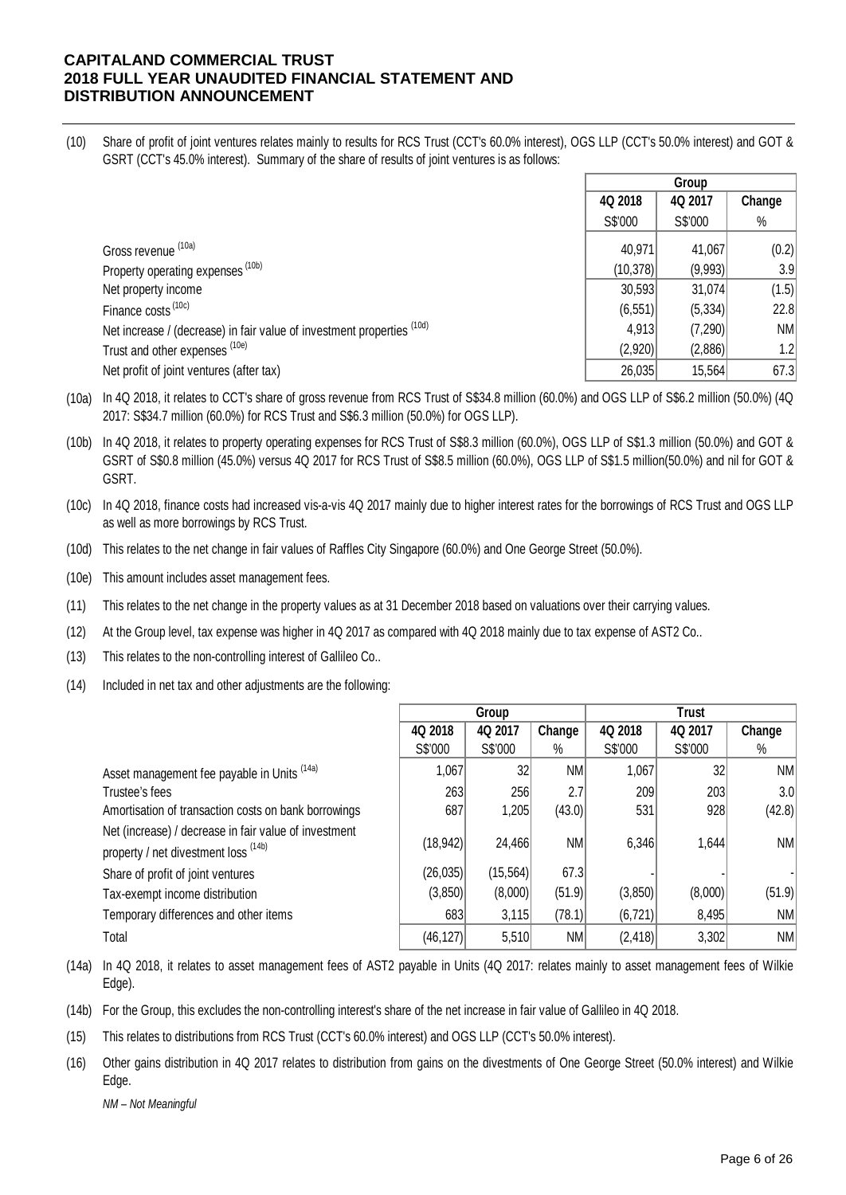**CAPITALAND COMMERCIAL TRUST**
**2018 FULL YEAR UNAUDITED FINANCIAL STATEMENT AND DISTRIBUTION ANNOUNCEMENT**

(10) Share of profit of joint ventures relates mainly to results for RCS Trust (CCT's 60.0% interest), OGS LLP (CCT's 50.0% interest) and GOT & GSRT (CCT's 45.0% interest). Summary of the share of results of joint ventures is as follows:

| | Group | | |
|---|---|---|---|
| | 4Q 2018 | 4Q 2017 | Change |
| | S$'000 | S$'000 | % |
| Gross revenue [10a] | 40,971 | 41,067 | (0.2) |
| Property operating expenses [10b] | (10,378) | (9,993) | 3.9 |
| Net property income | 30,593 | 31,074 | (1.5) |
| Finance costs [10c] | (6,551) | (5,334) | 22.8 |
| Net increase / (decrease) in fair value of investment properties [10d] | 4,913 | (7,290) | NM |
| Trust and other expenses [10e] | (2,920) | (2,886) | 1.2 |
| Net profit of joint ventures (after tax) | 26,035 | 15,564 | 67.3 |

(10a) In 4Q 2018, it relates to CCT's share of gross revenue from RCS Trust of S$34.8 million (60.0%) and OGS LLP of S$6.2 million (50.0%) (4Q 2017: S$34.7 million (60.0%) for RCS Trust and S$6.3 million (50.0%) for OGS LLP).

(10b) In 4Q 2018, it relates to property operating expenses for RCS Trust of S$8.3 million (60.0%), OGS LLP of S$1.3 million (50.0%) and GOT & GSRT of S$0.8 million (45.0%) versus 4Q 2017 for RCS Trust of S$8.5 million (60.0%), OGS LLP of S$1.5 million(50.0%) and nil for GOT & GSRT.

(10c) In 4Q 2018, finance costs had increased vis-a-vis 4Q 2017 mainly due to higher interest rates for the borrowings of RCS Trust and OGS LLP as well as more borrowings by RCS Trust.

(10d) This relates to the net change in fair values of Raffles City Singapore (60.0%) and One George Street (50.0%).

(10e) This amount includes asset management fees.

(11) This relates to the net change in the property values as at 31 December 2018 based on valuations over their carrying values.

(12) At the Group level, tax expense was higher in 4Q 2017 as compared with 4Q 2018 mainly due to tax expense of AST2 Co..

(13) This relates to the non-controlling interest of Gallileo Co..

(14) Included in net tax and other adjustments are the following:

| | Group | | | Trust | | |
|---|---|---|---|---|---|---|
| | 4Q 2018 | 4Q 2017 | Change | 4Q 2018 | 4Q 2017 | Change |
| | S$'000 | S$'000 | % | S$'000 | S$'000 | % |
| Asset management fee payable in Units [14a] | 1,067 | 32 | NM | 1,067 | 32 | NM |
| Trustee's fees | 263 | 256 | 2.7 | 209 | 203 | 3.0 |
| Amortisation of transaction costs on bank borrowings | 687 | 1,205 | (43.0) | 531 | 928 | (42.8) |
| Net (increase) / decrease in fair value of investment property / net divestment loss [14b] | (18,942) | 24,466 | NM | 6,346 | 1,644 | NM |
| Share of profit of joint ventures | (26,035) | (15,564) | 67.3 | - | - | - |
| Tax-exempt income distribution | (3,850) | (8,000) | (51.9) | (3,850) | (8,000) | (51.9) |
| Temporary differences and other items | 683 | 3,115 | (78.1) | (6,721) | 8,495 | NM |
| Total | (46,127) | 5,510 | NM | (2,418) | 3,302 | NM |

(14a) In 4Q 2018, it relates to asset management fees of AST2 payable in Units (4Q 2017: relates mainly to asset management fees of Wilkie Edge).

(14b) For the Group, this excludes the non-controlling interest's share of the net increase in fair value of Gallileo in 4Q 2018.

(15) This relates to distributions from RCS Trust (CCT's 60.0% interest) and OGS LLP (CCT's 50.0% interest).

(16) Other gains distribution in 4Q 2017 relates to distribution from gains on the divestments of One George Street (50.0% interest) and Wilkie Edge.

*NM – Not Meaningful*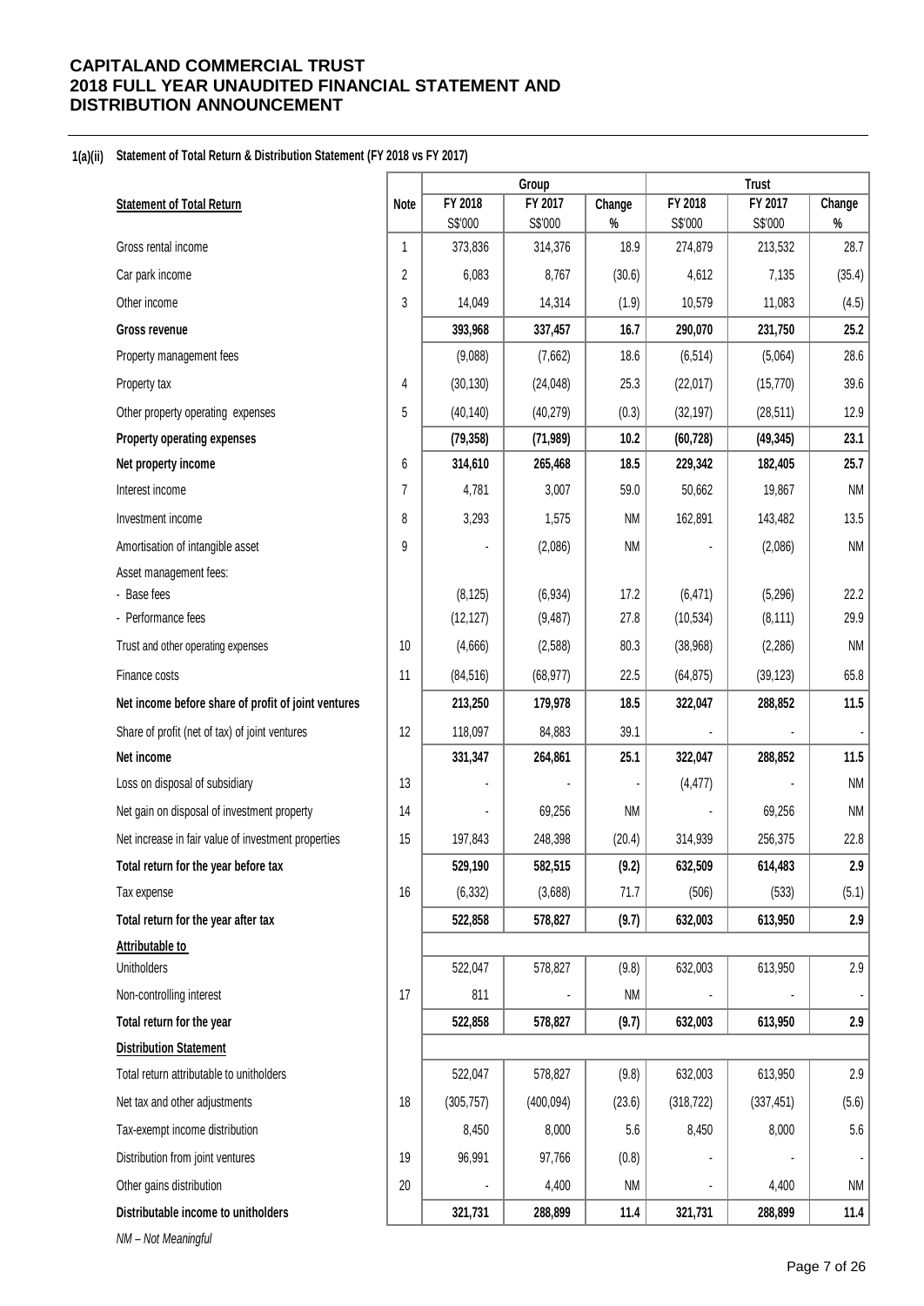# CAPITALAND COMMERCIAL TRUST
# 2018 FULL YEAR UNAUDITED FINANCIAL STATEMENT AND DISTRIBUTION ANNOUNCEMENT

**1(a)(ii) Statement of Total Return & Distribution Statement (FY 2018 vs FY 2017)**

| | | Group | | | Trust | | |
|---|---|---|---|---|---|---|---|
| **Statement of Total Return** | **Note** | **FY 2018** S$'000 | **FY 2017** S$'000 | **Change** % | **FY 2018** S$'000 | **FY 2017** S$'000 | **Change** % |
| Gross rental income | 1 | 373,836 | 314,376 | 18.9 | 274,879 | 213,532 | 28.7 |
| Car park income | 2 | 6,083 | 8,767 | (30.6) | 4,612 | 7,135 | (35.4) |
| Other income | 3 | 14,049 | 14,314 | (1.9) | 10,579 | 11,083 | (4.5) |
| **Gross revenue** | | **393,968** | **337,457** | **16.7** | **290,070** | **231,750** | **25.2** |
| Property management fees | | (9,088) | (7,662) | 18.6 | (6,514) | (5,064) | 28.6 |
| Property tax | 4 | (30,130) | (24,048) | 25.3 | (22,017) | (15,770) | 39.6 |
| Other property operating expenses | 5 | (40,140) | (40,279) | (0.3) | (32,197) | (28,511) | 12.9 |
| **Property operating expenses** | | **(79,358)** | **(71,989)** | **10.2** | **(60,728)** | **(49,345)** | **23.1** |
| **Net property income** | 6 | **314,610** | **265,468** | **18.5** | **229,342** | **182,405** | **25.7** |
| Interest income | 7 | 4,781 | 3,007 | 59.0 | 50,662 | 19,867 | NM |
| Investment income | 8 | 3,293 | 1,575 | NM | 162,891 | 143,482 | 13.5 |
| Amortisation of intangible asset | 9 | - | (2,086) | NM | - | (2,086) | NM |
| Asset management fees: | | | | | | | |
| - Base fees | | (8,125) | (6,934) | 17.2 | (6,471) | (5,296) | 22.2 |
| - Performance fees | | (12,127) | (9,487) | 27.8 | (10,534) | (8,111) | 29.9 |
| Trust and other operating expenses | 10 | (4,666) | (2,588) | 80.3 | (38,968) | (2,286) | NM |
| Finance costs | 11 | (84,516) | (68,977) | 22.5 | (64,875) | (39,123) | 65.8 |
| **Net income before share of profit of joint ventures** | | **213,250** | **179,978** | **18.5** | **322,047** | **288,852** | **11.5** |
| Share of profit (net of tax) of joint ventures | 12 | 118,097 | 84,883 | 39.1 | - | - | - |
| **Net income** | | **331,347** | **264,861** | **25.1** | **322,047** | **288,852** | **11.5** |
| Loss on disposal of subsidiary | 13 | - | - | - | (4,477) | - | NM |
| Net gain on disposal of investment property | 14 | - | 69,256 | NM | - | 69,256 | NM |
| Net increase in fair value of investment properties | 15 | 197,843 | 248,398 | (20.4) | 314,939 | 256,375 | 22.8 |
| **Total return for the year before tax** | | **529,190** | **582,515** | **(9.2)** | **632,509** | **614,483** | **2.9** |
| Tax expense | 16 | (6,332) | (3,688) | 71.7 | (506) | (533) | (5.1) |
| **Total return for the year after tax** | | **522,858** | **578,827** | **(9.7)** | **632,003** | **613,950** | **2.9** |
| **Attributable to** | | | | | | | |
| Unitholders | | 522,047 | 578,827 | (9.8) | 632,003 | 613,950 | 2.9 |
| Non-controlling interest | 17 | 811 | - | NM | - | - | - |
| **Total return for the year** | | **522,858** | **578,827** | **(9.7)** | **632,003** | **613,950** | **2.9** |
| **Distribution Statement** | | | | | | | |
| Total return attributable to unitholders | | 522,047 | 578,827 | (9.8) | 632,003 | 613,950 | 2.9 |
| Net tax and other adjustments | 18 | (305,757) | (400,094) | (23.6) | (318,722) | (337,451) | (5.6) |
| Tax-exempt income distribution | | 8,450 | 8,000 | 5.6 | 8,450 | 8,000 | 5.6 |
| Distribution from joint ventures | 19 | 96,991 | 97,766 | (0.8) | - | - | - |
| Other gains distribution | 20 | - | 4,400 | NM | - | 4,400 | NM |
| **Distributable income to unitholders** | | **321,731** | **288,899** | **11.4** | **321,731** | **288,899** | **11.4** |

*NM – Not Meaningful*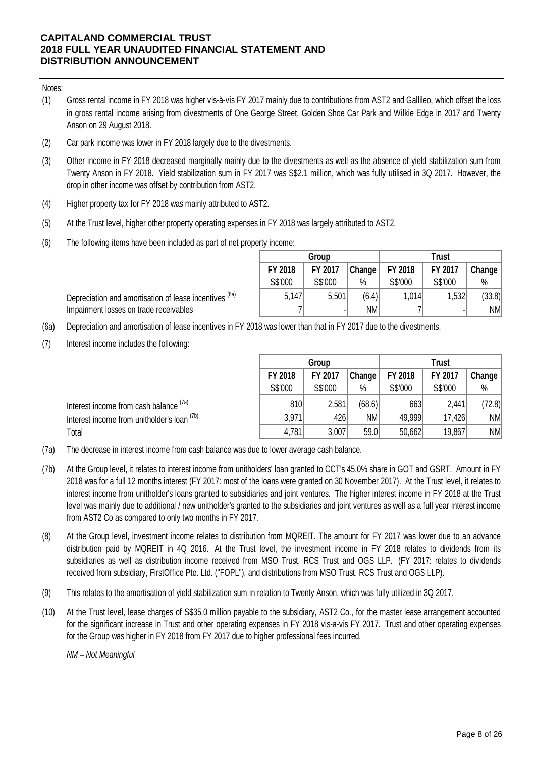Notes:

(1) Gross rental income in FY 2018 was higher vis-à-vis FY 2017 mainly due to contributions from AST2 and Gallileo, which offset the loss in gross rental income arising from divestments of One George Street, Golden Shoe Car Park and Wilkie Edge in 2017 and Twenty Anson on 29 August 2018.

(2) Car park income was lower in FY 2018 largely due to the divestments.

(3) Other income in FY 2018 decreased marginally mainly due to the divestments as well as the absence of yield stabilization sum from Twenty Anson in FY 2018. Yield stabilization sum in FY 2017 was S$2.1 million, which was fully utilised in 3Q 2017. However, the drop in other income was offset by contribution from AST2.

(4) Higher property tax for FY 2018 was mainly attributed to AST2.

(5) At the Trust level, higher other property operating expenses in FY 2018 was largely attributed to AST2.

(6) The following items have been included as part of net property income:

| | Group | | | Trust | | |
|---|---|---|---|---|---|---|
| | FY 2018 | FY 2017 | Change | FY 2018 | FY 2017 | Change |
| | S$'000 | S$'000 | % | S$'000 | S$'000 | % |
| Depreciation and amortisation of lease incentives [6a] | 5,147 | 5,501 | (6.4) | 1,014 | 1,532 | (33.8) |
| Impairment losses on trade receivables | 7 | - | NM | 7 | - | NM |

(6a) Depreciation and amortisation of lease incentives in FY 2018 was lower than that in FY 2017 due to the divestments.

(7) Interest income includes the following:

| | Group | | | Trust | | |
|---|---|---|---|---|---|---|
| | FY 2018 | FY 2017 | Change | FY 2018 | FY 2017 | Change |
| | S$'000 | S$'000 | % | S$'000 | S$'000 | % |
| Interest income from cash balance [7a] | 810 | 2,581 | (68.6) | 663 | 2,441 | (72.8) |
| Interest income from unitholder's loan [7b] | 3,971 | 426 | NM | 49,999 | 17,426 | NM |
| Total | 4,781 | 3,007 | 59.0 | 50,662 | 19,867 | NM |

(7a) The decrease in interest income from cash balance was due to lower average cash balance.

(7b) At the Group level, it relates to interest income from unitholders' loan granted to CCT's 45.0% share in GOT and GSRT. Amount in FY 2018 was for a full 12 months interest (FY 2017: most of the loans were granted on 30 November 2017). At the Trust level, it relates to interest income from unitholder's loans granted to subsidiaries and joint ventures. The higher interest income in FY 2018 at the Trust level was mainly due to additional / new unitholder's granted to the subsidiaries and joint ventures as well as a full year interest income from AST2 Co as compared to only two months in FY 2017.

(8) At the Group level, investment income relates to distribution from MQREIT. The amount for FY 2017 was lower due to an advance distribution paid by MQREIT in 4Q 2016. At the Trust level, the investment income in FY 2018 relates to dividends from its subsidiaries as well as distribution income received from MSO Trust, RCS Trust and OGS LLP. (FY 2017: relates to dividends received from subsidiary, FirstOffice Pte. Ltd. ("FOPL"), and distributions from MSO Trust, RCS Trust and OGS LLP).

(9) This relates to the amortisation of yield stabilization sum in relation to Twenty Anson, which was fully utilized in 3Q 2017.

(10) At the Trust level, lease charges of S$35.0 million payable to the subsidiary, AST2 Co., for the master lease arrangement accounted for the significant increase in Trust and other operating expenses in FY 2018 vis-a-vis FY 2017. Trust and other operating expenses for the Group was higher in FY 2018 from FY 2017 due to higher professional fees incurred.

*NM – Not Meaningful*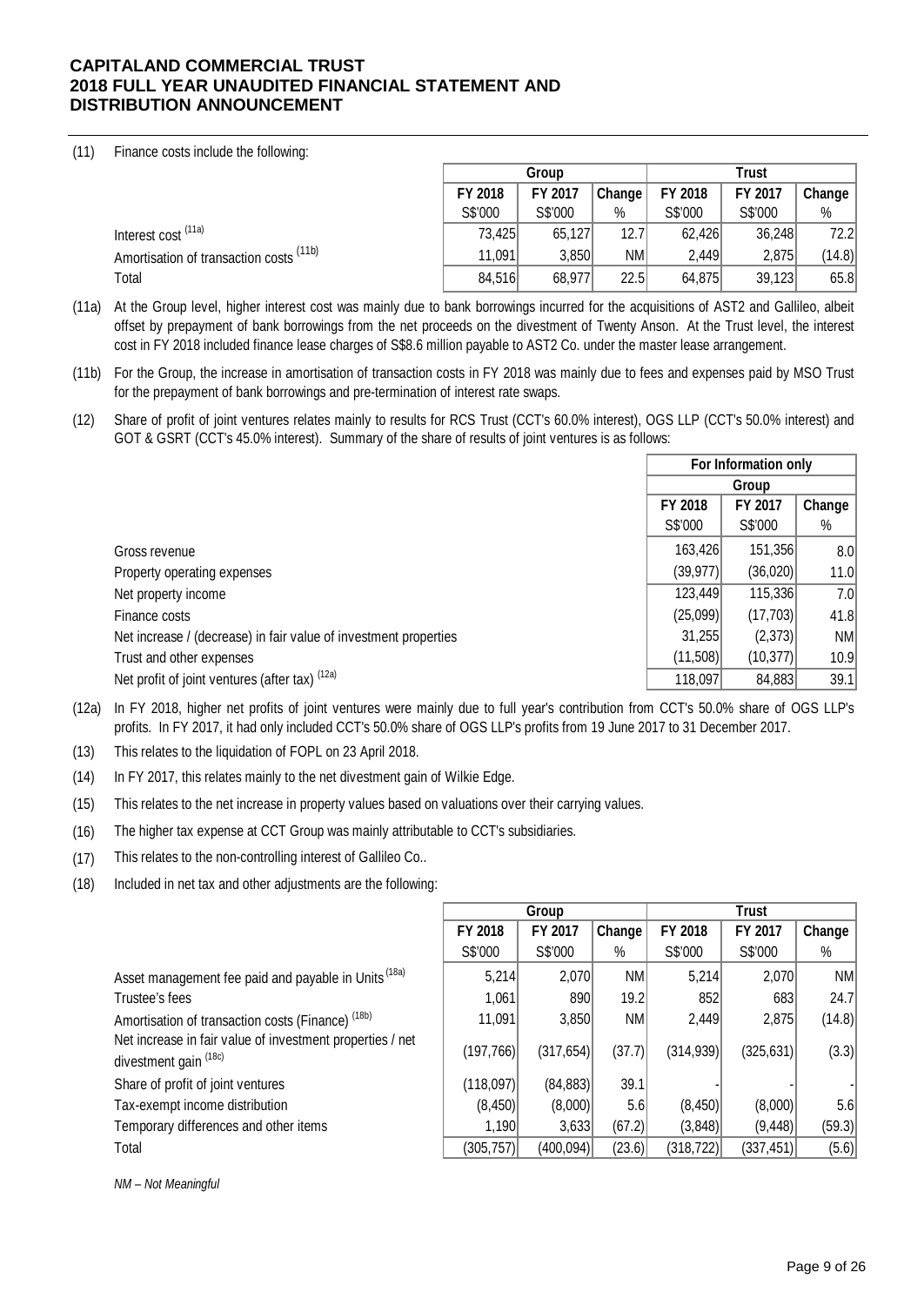(11) Finance costs include the following:

| | Group | | | Trust | | |
|---|---|---|---|---|---|---|
| | FY 2018 | FY 2017 | Change | FY 2018 | FY 2017 | Change |
| | S$'000 | S$'000 | % | S$'000 | S$'000 | % |
| Interest cost [(11a)] | 73,425 | 65,127 | 12.7 | 62,426 | 36,248 | 72.2 |
| Amortisation of transaction costs [(11b)] | 11,091 | 3,850 | NM | 2,449 | 2,875 | (14.8) |
| Total | 84,516 | 68,977 | 22.5 | 64,875 | 39,123 | 65.8 |

(11a) At the Group level, higher interest cost was mainly due to bank borrowings incurred for the acquisitions of AST2 and Gallileo, albeit offset by prepayment of bank borrowings from the net proceeds on the divestment of Twenty Anson. At the Trust level, the interest cost in FY 2018 included finance lease charges of S$8.6 million payable to AST2 Co. under the master lease arrangement.

(11b) For the Group, the increase in amortisation of transaction costs in FY 2018 was mainly due to fees and expenses paid by MSO Trust for the prepayment of bank borrowings and pre-termination of interest rate swaps.

(12) Share of profit of joint ventures relates mainly to results for RCS Trust (CCT's 60.0% interest), OGS LLP (CCT's 50.0% interest) and GOT & GSRT (CCT's 45.0% interest). Summary of the share of results of joint ventures is as follows:

| | For Information only | | |
|---|---|---|---|
| | Group | | |
| | FY 2018 | FY 2017 | Change |
| | S$'000 | S$'000 | % |
| Gross revenue | 163,426 | 151,356 | 8.0 |
| Property operating expenses | (39,977) | (36,020) | 11.0 |
| Net property income | 123,449 | 115,336 | 7.0 |
| Finance costs | (25,099) | (17,703) | 41.8 |
| Net increase / (decrease) in fair value of investment properties | 31,255 | (2,373) | NM |
| Trust and other expenses | (11,508) | (10,377) | 10.9 |
| Net profit of joint ventures (after tax) [(12a)] | 118,097 | 84,883 | 39.1 |

(12a) In FY 2018, higher net profits of joint ventures were mainly due to full year's contribution from CCT's 50.0% share of OGS LLP's profits. In FY 2017, it had only included CCT's 50.0% share of OGS LLP's profits from 19 June 2017 to 31 December 2017.

(13) This relates to the liquidation of FOPL on 23 April 2018.

(14) In FY 2017, this relates mainly to the net divestment gain of Wilkie Edge.

(15) This relates to the net increase in property values based on valuations over their carrying values.

(16) The higher tax expense at CCT Group was mainly attributable to CCT's subsidiaries.

(17) This relates to the non-controlling interest of Gallileo Co..

(18) Included in net tax and other adjustments are the following:

| | Group | | | Trust | | |
|---|---|---|---|---|---|---|
| | FY 2018 | FY 2017 | Change | FY 2018 | FY 2017 | Change |
| | S$'000 | S$'000 | % | S$'000 | S$'000 | % |
| Asset management fee paid and payable in Units [(18a)] | 5,214 | 2,070 | NM | 5,214 | 2,070 | NM |
| Trustee's fees | 1,061 | 890 | 19.2 | 852 | 683 | 24.7 |
| Amortisation of transaction costs (Finance) [(18b)] | 11,091 | 3,850 | NM | 2,449 | 2,875 | (14.8) |
| Net increase in fair value of investment properties / net divestment gain [(18c)] | (197,766) | (317,654) | (37.7) | (314,939) | (325,631) | (3.3) |
| Share of profit of joint ventures | (118,097) | (84,883) | 39.1 | - | - | - |
| Tax-exempt income distribution | (8,450) | (8,000) | 5.6 | (8,450) | (8,000) | 5.6 |
| Temporary differences and other items | 1,190 | 3,633 | (67.2) | (3,848) | (9,448) | (59.3) |
| Total | (305,757) | (400,094) | (23.6) | (318,722) | (337,451) | (5.6) |

*NM – Not Meaningful*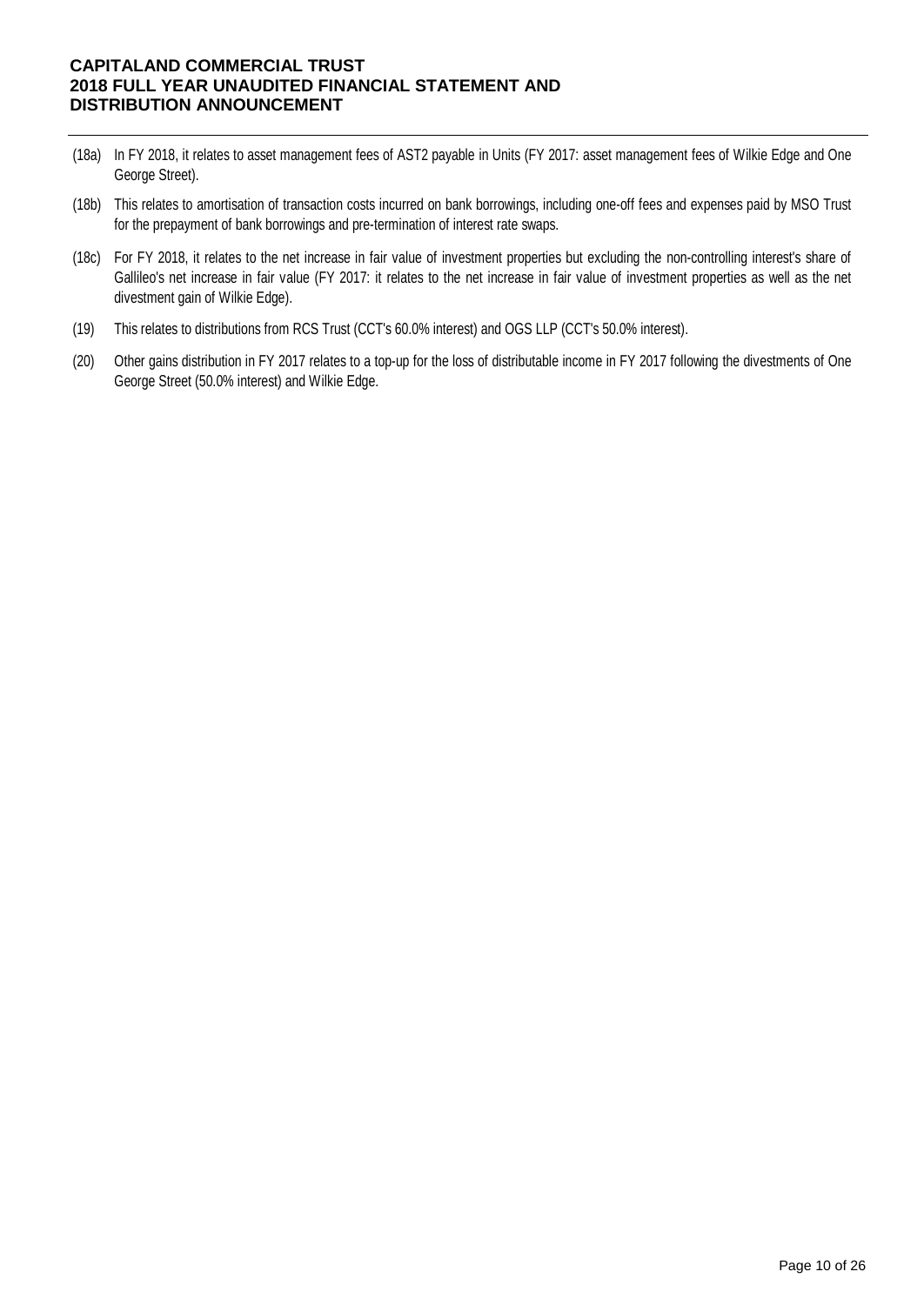(18a) In FY 2018, it relates to asset management fees of AST2 payable in Units (FY 2017: asset management fees of Wilkie Edge and One George Street).

(18b) This relates to amortisation of transaction costs incurred on bank borrowings, including one-off fees and expenses paid by MSO Trust for the prepayment of bank borrowings and pre-termination of interest rate swaps.

(18c) For FY 2018, it relates to the net increase in fair value of investment properties but excluding the non-controlling interest's share of Gallileo's net increase in fair value (FY 2017: it relates to the net increase in fair value of investment properties as well as the net divestment gain of Wilkie Edge).

(19) This relates to distributions from RCS Trust (CCT's 60.0% interest) and OGS LLP (CCT's 50.0% interest).

(20) Other gains distribution in FY 2017 relates to a top-up for the loss of distributable income in FY 2017 following the divestments of One George Street (50.0% interest) and Wilkie Edge.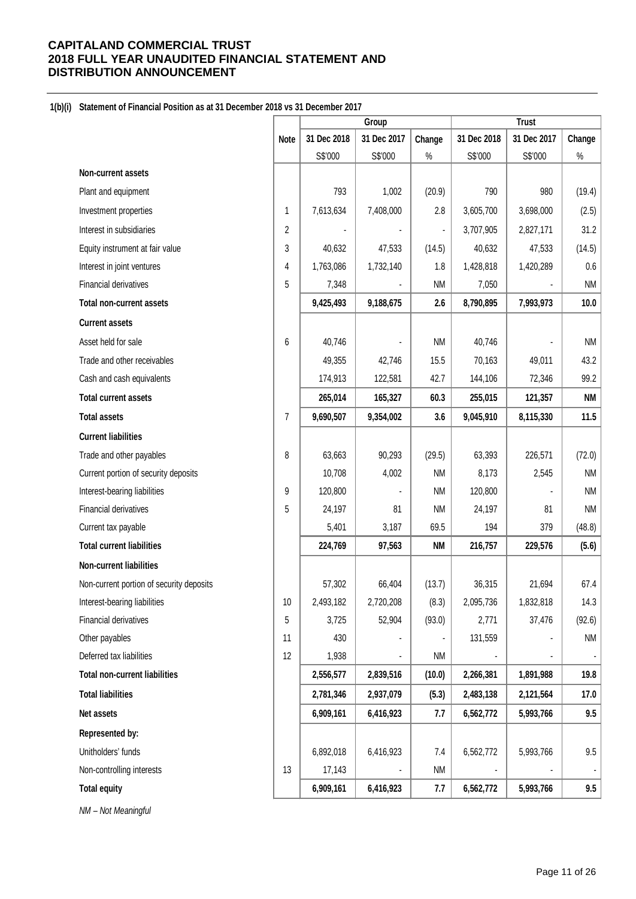**CAPITALAND COMMERCIAL TRUST**
**2018 FULL YEAR UNAUDITED FINANCIAL STATEMENT AND DISTRIBUTION ANNOUNCEMENT**

### 1(b)(i) Statement of Financial Position as at 31 December 2018 vs 31 December 2017

| | Note | Group | | | Trust | | |
|---|---|---|---|---|---|---|---|
| | | 31 Dec 2018 | 31 Dec 2017 | Change | 31 Dec 2018 | 31 Dec 2017 | Change |
| | | S$'000 | S$'000 | % | S$'000 | S$'000 | % |
| **Non-current assets** | | | | | | | |
| Plant and equipment | | 793 | 1,002 | (20.9) | 790 | 980 | (19.4) |
| Investment properties | 1 | 7,613,634 | 7,408,000 | 2.8 | 3,605,700 | 3,698,000 | (2.5) |
| Interest in subsidiaries | 2 | - | - | - | 3,707,905 | 2,827,171 | 31.2 |
| Equity instrument at fair value | 3 | 40,632 | 47,533 | (14.5) | 40,632 | 47,533 | (14.5) |
| Interest in joint ventures | 4 | 1,763,086 | 1,732,140 | 1.8 | 1,428,818 | 1,420,289 | 0.6 |
| Financial derivatives | 5 | 7,348 | - | NM | 7,050 | - | NM |
| **Total non-current assets** | | **9,425,493** | **9,188,675** | **2.6** | **8,790,895** | **7,993,973** | **10.0** |
| **Current assets** | | | | | | | |
| Asset held for sale | 6 | 40,746 | - | NM | 40,746 | - | NM |
| Trade and other receivables | | 49,355 | 42,746 | 15.5 | 70,163 | 49,011 | 43.2 |
| Cash and cash equivalents | | 174,913 | 122,581 | 42.7 | 144,106 | 72,346 | 99.2 |
| **Total current assets** | | **265,014** | **165,327** | **60.3** | **255,015** | **121,357** | **NM** |
| **Total assets** | 7 | **9,690,507** | **9,354,002** | **3.6** | **9,045,910** | **8,115,330** | **11.5** |
| **Current liabilities** | | | | | | | |
| Trade and other payables | 8 | 63,663 | 90,293 | (29.5) | 63,393 | 226,571 | (72.0) |
| Current portion of security deposits | | 10,708 | 4,002 | NM | 8,173 | 2,545 | NM |
| Interest-bearing liabilities | 9 | 120,800 | - | NM | 120,800 | - | NM |
| Financial derivatives | 5 | 24,197 | 81 | NM | 24,197 | 81 | NM |
| Current tax payable | | 5,401 | 3,187 | 69.5 | 194 | 379 | (48.8) |
| **Total current liabilities** | | **224,769** | **97,563** | **NM** | **216,757** | **229,576** | **(5.6)** |
| **Non-current liabilities** | | | | | | | |
| Non-current portion of security deposits | | 57,302 | 66,404 | (13.7) | 36,315 | 21,694 | 67.4 |
| Interest-bearing liabilities | 10 | 2,493,182 | 2,720,208 | (8.3) | 2,095,736 | 1,832,818 | 14.3 |
| Financial derivatives | 5 | 3,725 | 52,904 | (93.0) | 2,771 | 37,476 | (92.6) |
| Other payables | 11 | 430 | - | - | 131,559 | - | NM |
| Deferred tax liabilities | 12 | 1,938 | - | NM | - | - | - |
| **Total non-current liabilities** | | **2,556,577** | **2,839,516** | **(10.0)** | **2,266,381** | **1,891,988** | **19.8** |
| **Total liabilities** | | **2,781,346** | **2,937,079** | **(5.3)** | **2,483,138** | **2,121,564** | **17.0** |
| **Net assets** | | **6,909,161** | **6,416,923** | **7.7** | **6,562,772** | **5,993,766** | **9.5** |
| **Represented by:** | | | | | | | |
| Unitholders' funds | | 6,892,018 | 6,416,923 | 7.4 | 6,562,772 | 5,993,766 | 9.5 |
| Non-controlling interests | 13 | 17,143 | - | NM | - | - | - |
| **Total equity** | | **6,909,161** | **6,416,923** | **7.7** | **6,562,772** | **5,993,766** | **9.5** |

*NM – Not Meaningful*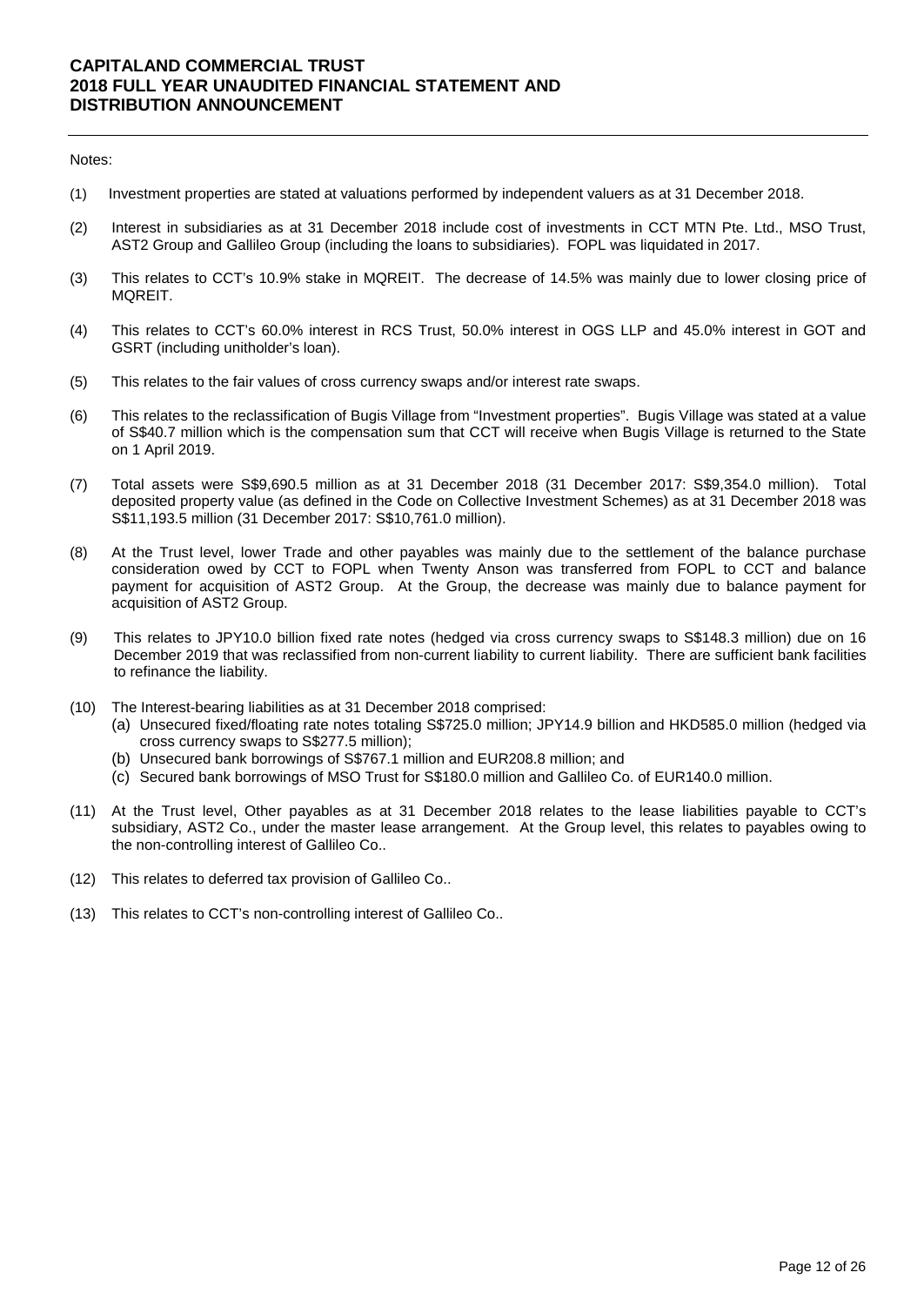Notes:

(1) Investment properties are stated at valuations performed by independent valuers as at 31 December 2018.

(2) Interest in subsidiaries as at 31 December 2018 include cost of investments in CCT MTN Pte. Ltd., MSO Trust, AST2 Group and Gallileo Group (including the loans to subsidiaries). FOPL was liquidated in 2017.

(3) This relates to CCT's 10.9% stake in MQREIT. The decrease of 14.5% was mainly due to lower closing price of MQREIT.

(4) This relates to CCT's 60.0% interest in RCS Trust, 50.0% interest in OGS LLP and 45.0% interest in GOT and GSRT (including unitholder's loan).

(5) This relates to the fair values of cross currency swaps and/or interest rate swaps.

(6) This relates to the reclassification of Bugis Village from "Investment properties". Bugis Village was stated at a value of S$40.7 million which is the compensation sum that CCT will receive when Bugis Village is returned to the State on 1 April 2019.

(7) Total assets were S$9,690.5 million as at 31 December 2018 (31 December 2017: S$9,354.0 million). Total deposited property value (as defined in the Code on Collective Investment Schemes) as at 31 December 2018 was S$11,193.5 million (31 December 2017: S$10,761.0 million).

(8) At the Trust level, lower Trade and other payables was mainly due to the settlement of the balance purchase consideration owed by CCT to FOPL when Twenty Anson was transferred from FOPL to CCT and balance payment for acquisition of AST2 Group. At the Group, the decrease was mainly due to balance payment for acquisition of AST2 Group.

(9) This relates to JPY10.0 billion fixed rate notes (hedged via cross currency swaps to S$148.3 million) due on 16 December 2019 that was reclassified from non-current liability to current liability. There are sufficient bank facilities to refinance the liability.

(10) The Interest-bearing liabilities as at 31 December 2018 comprised:
  (a) Unsecured fixed/floating rate notes totaling S$725.0 million; JPY14.9 billion and HKD585.0 million (hedged via cross currency swaps to S$277.5 million);
  (b) Unsecured bank borrowings of S$767.1 million and EUR208.8 million; and
  (c) Secured bank borrowings of MSO Trust for S$180.0 million and Gallileo Co. of EUR140.0 million.

(11) At the Trust level, Other payables as at 31 December 2018 relates to the lease liabilities payable to CCT's subsidiary, AST2 Co., under the master lease arrangement. At the Group level, this relates to payables owing to the non-controlling interest of Gallileo Co..

(12) This relates to deferred tax provision of Gallileo Co..

(13) This relates to CCT's non-controlling interest of Gallileo Co..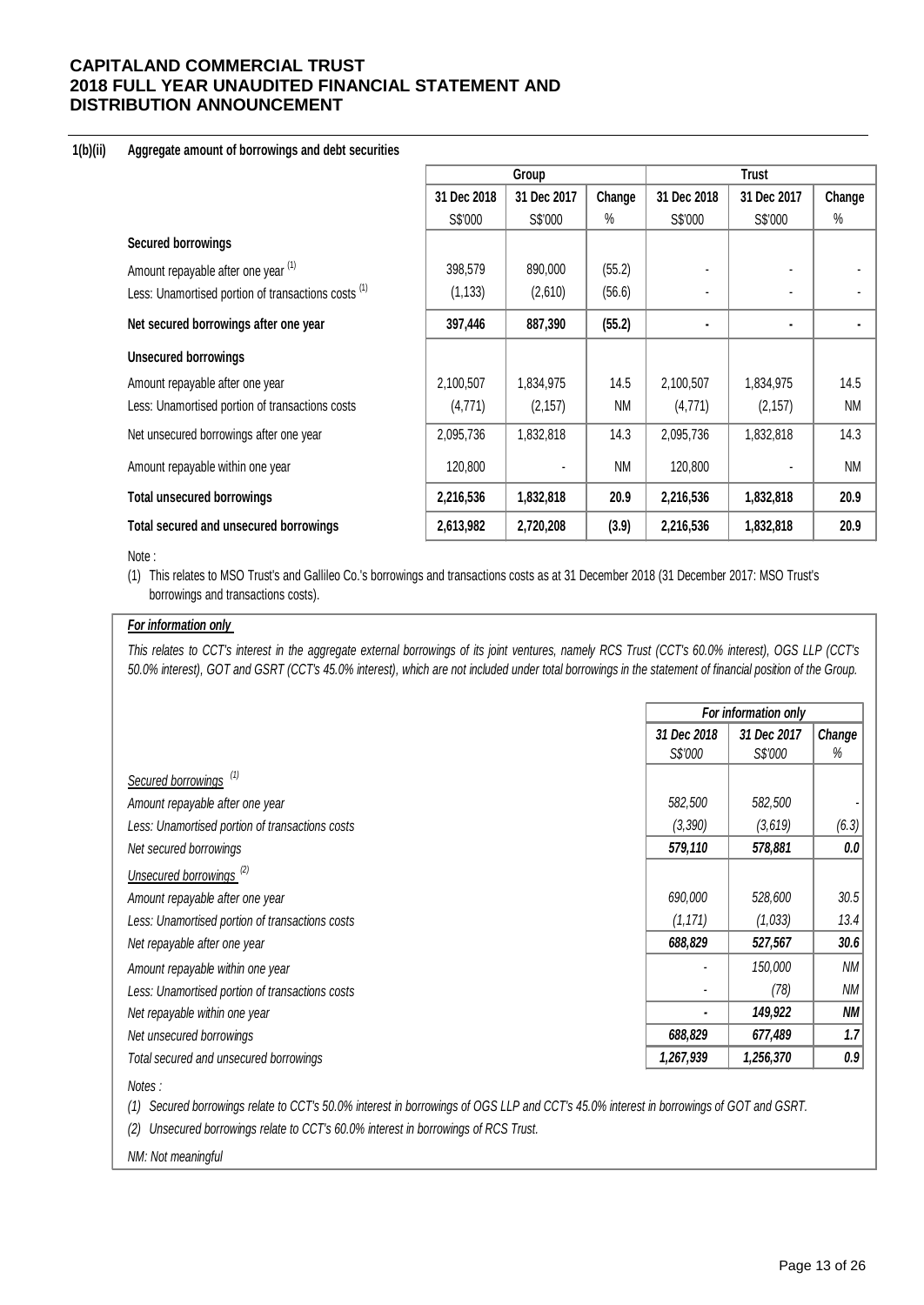**1(b)(ii) Aggregate amount of borrowings and debt securities**

| | Group | | | Trust | | |
|---|---|---|---|---|---|---|
| | 31 Dec 2018 | 31 Dec 2017 | Change | 31 Dec 2018 | 31 Dec 2017 | Change |
| | S$'000 | S$'000 | % | S$'000 | S$'000 | % |
| **Secured borrowings** | | | | | | |
| Amount repayable after one year [(1)] | 398,579 | 890,000 | (55.2) | - | - | - |
| Less: Unamortised portion of transactions costs [(1)] | (1,133) | (2,610) | (56.6) | - | - | - |
| **Net secured borrowings after one year** | **397,446** | **887,390** | **(55.2)** | **-** | **-** | **-** |
| **Unsecured borrowings** | | | | | | |
| Amount repayable after one year | 2,100,507 | 1,834,975 | 14.5 | 2,100,507 | 1,834,975 | 14.5 |
| Less: Unamortised portion of transactions costs | (4,771) | (2,157) | NM | (4,771) | (2,157) | NM |
| Net unsecured borrowings after one year | 2,095,736 | 1,832,818 | 14.3 | 2,095,736 | 1,832,818 | 14.3 |
| Amount repayable within one year | 120,800 | - | NM | 120,800 | - | NM |
| **Total unsecured borrowings** | **2,216,536** | **1,832,818** | **20.9** | **2,216,536** | **1,832,818** | **20.9** |
| **Total secured and unsecured borrowings** | **2,613,982** | **2,720,208** | **(3.9)** | **2,216,536** | **1,832,818** | **20.9** |

Note :

(1) This relates to MSO Trust's and Gallileo Co.'s borrowings and transactions costs as at 31 December 2018 (31 December 2017: MSO Trust's borrowings and transactions costs).

***For information only***

*This relates to CCT's interest in the aggregate external borrowings of its joint ventures, namely RCS Trust (CCT's 60.0% interest), OGS LLP (CCT's 50.0% interest), GOT and GSRT (CCT's 45.0% interest), which are not included under total borrowings in the statement of financial position of the Group.*

| | *For information only* | | |
|---|---|---|---|
| | *31 Dec 2018* | *31 Dec 2017* | *Change* |
| | *S$'000* | *S$'000* | *%* |
| *Secured borrowings* [(1)] | | | |
| *Amount repayable after one year* | *582,500* | *582,500* | *-* |
| *Less: Unamortised portion of transactions costs* | *(3,390)* | *(3,619)* | *(6.3)* |
| *Net secured borrowings* | ***579,110*** | ***578,881*** | ***0.0*** |
| *Unsecured borrowings* [(2)] | | | |
| *Amount repayable after one year* | *690,000* | *528,600* | *30.5* |
| *Less: Unamortised portion of transactions costs* | *(1,171)* | *(1,033)* | *13.4* |
| *Net repayable after one year* | ***688,829*** | ***527,567*** | ***30.6*** |
| *Amount repayable within one year* | *-* | *150,000* | *NM* |
| *Less: Unamortised portion of transactions costs* | *-* | *(78)* | *NM* |
| *Net repayable within one year* | ***-*** | ***149,922*** | ***NM*** |
| *Net unsecured borrowings* | ***688,829*** | ***677,489*** | ***1.7*** |
| *Total secured and unsecured borrowings* | ***1,267,939*** | ***1,256,370*** | ***0.9*** |

*Notes :*

*(1) Secured borrowings relate to CCT's 50.0% interest in borrowings of OGS LLP and CCT's 45.0% interest in borrowings of GOT and GSRT.*

*(2) Unsecured borrowings relate to CCT's 60.0% interest in borrowings of RCS Trust.*

*NM: Not meaningful*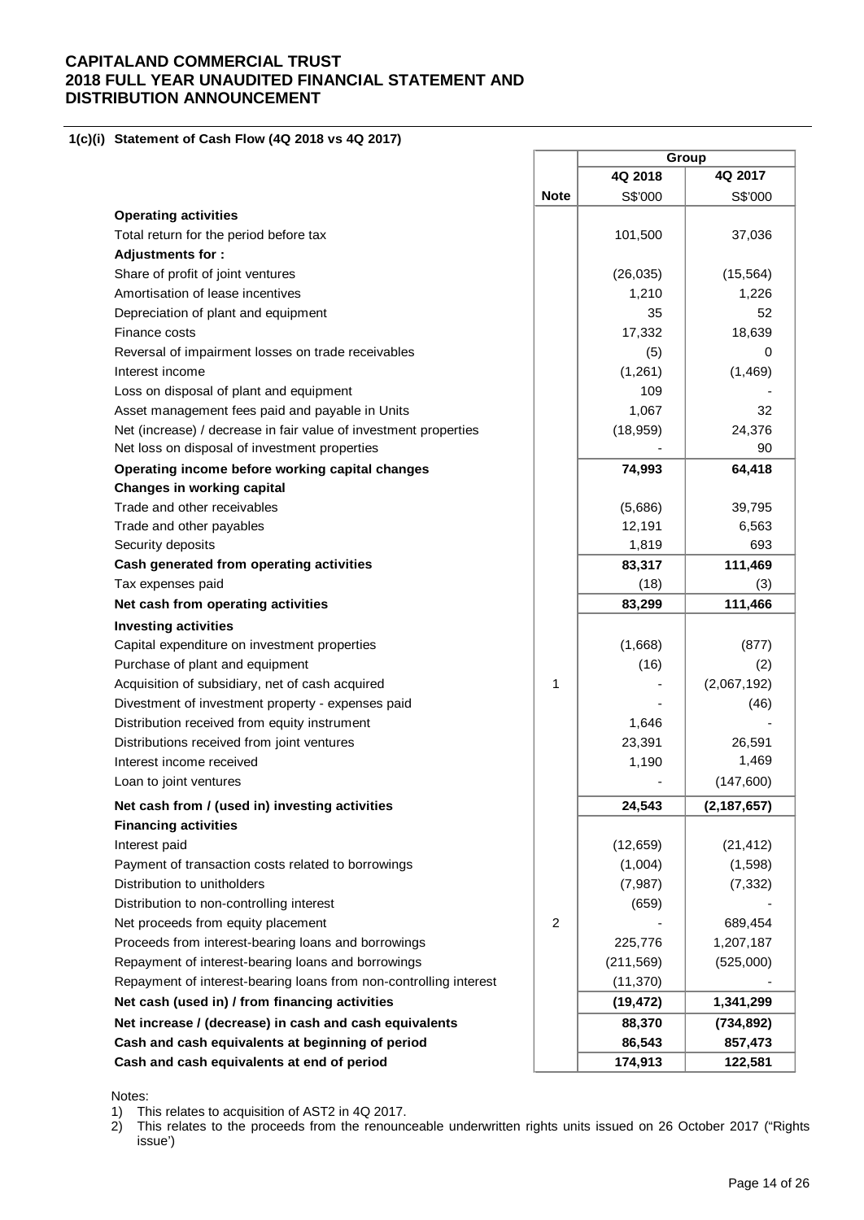# CAPITALAND COMMERCIAL TRUST
# 2018 FULL YEAR UNAUDITED FINANCIAL STATEMENT AND DISTRIBUTION ANNOUNCEMENT

## 1(c)(i) Statement of Cash Flow (4Q 2018 vs 4Q 2017)

| | | Group | |
|---|---|---|---|
| | | 4Q 2018 | 4Q 2017 |
| | Note | S$'000 | S$'000 |
| **Operating activities** | | | |
| Total return for the period before tax | | 101,500 | 37,036 |
| **Adjustments for :** | | | |
| Share of profit of joint ventures | | (26,035) | (15,564) |
| Amortisation of lease incentives | | 1,210 | 1,226 |
| Depreciation of plant and equipment | | 35 | 52 |
| Finance costs | | 17,332 | 18,639 |
| Reversal of impairment losses on trade receivables | | (5) | 0 |
| Interest income | | (1,261) | (1,469) |
| Loss on disposal of plant and equipment | | 109 | - |
| Asset management fees paid and payable in Units | | 1,067 | 32 |
| Net (increase) / decrease in fair value of investment properties | | (18,959) | 24,376 |
| Net loss on disposal of investment properties | | - | 90 |
| **Operating income before working capital changes** | | **74,993** | **64,418** |
| **Changes in working capital** | | | |
| Trade and other receivables | | (5,686) | 39,795 |
| Trade and other payables | | 12,191 | 6,563 |
| Security deposits | | 1,819 | 693 |
| **Cash generated from operating activities** | | **83,317** | **111,469** |
| Tax expenses paid | | (18) | (3) |
| **Net cash from operating activities** | | **83,299** | **111,466** |
| **Investing activities** | | | |
| Capital expenditure on investment properties | | (1,668) | (877) |
| Purchase of plant and equipment | | (16) | (2) |
| Acquisition of subsidiary, net of cash acquired | 1 | - | (2,067,192) |
| Divestment of investment property - expenses paid | | - | (46) |
| Distribution received from equity instrument | | 1,646 | - |
| Distributions received from joint ventures | | 23,391 | 26,591 |
| Interest income received | | 1,190 | 1,469 |
| Loan to joint ventures | | - | (147,600) |
| **Net cash from / (used in) investing activities** | | **24,543** | **(2,187,657)** |
| **Financing activities** | | | |
| Interest paid | | (12,659) | (21,412) |
| Payment of transaction costs related to borrowings | | (1,004) | (1,598) |
| Distribution to unitholders | | (7,987) | (7,332) |
| Distribution to non-controlling interest | | (659) | - |
| Net proceeds from equity placement | 2 | - | 689,454 |
| Proceeds from interest-bearing loans and borrowings | | 225,776 | 1,207,187 |
| Repayment of interest-bearing loans and borrowings | | (211,569) | (525,000) |
| Repayment of interest-bearing loans from non-controlling interest | | (11,370) | - |
| **Net cash (used in) / from financing activities** | | **(19,472)** | **1,341,299** |
| **Net increase / (decrease) in cash and cash equivalents** | | **88,370** | **(734,892)** |
| **Cash and cash equivalents at beginning of period** | | **86,543** | **857,473** |
| **Cash and cash equivalents at end of period** | | **174,913** | **122,581** |

Notes:

1) This relates to acquisition of AST2 in 4Q 2017.
2) This relates to the proceeds from the renounceable underwritten rights units issued on 26 October 2017 ("Rights issue')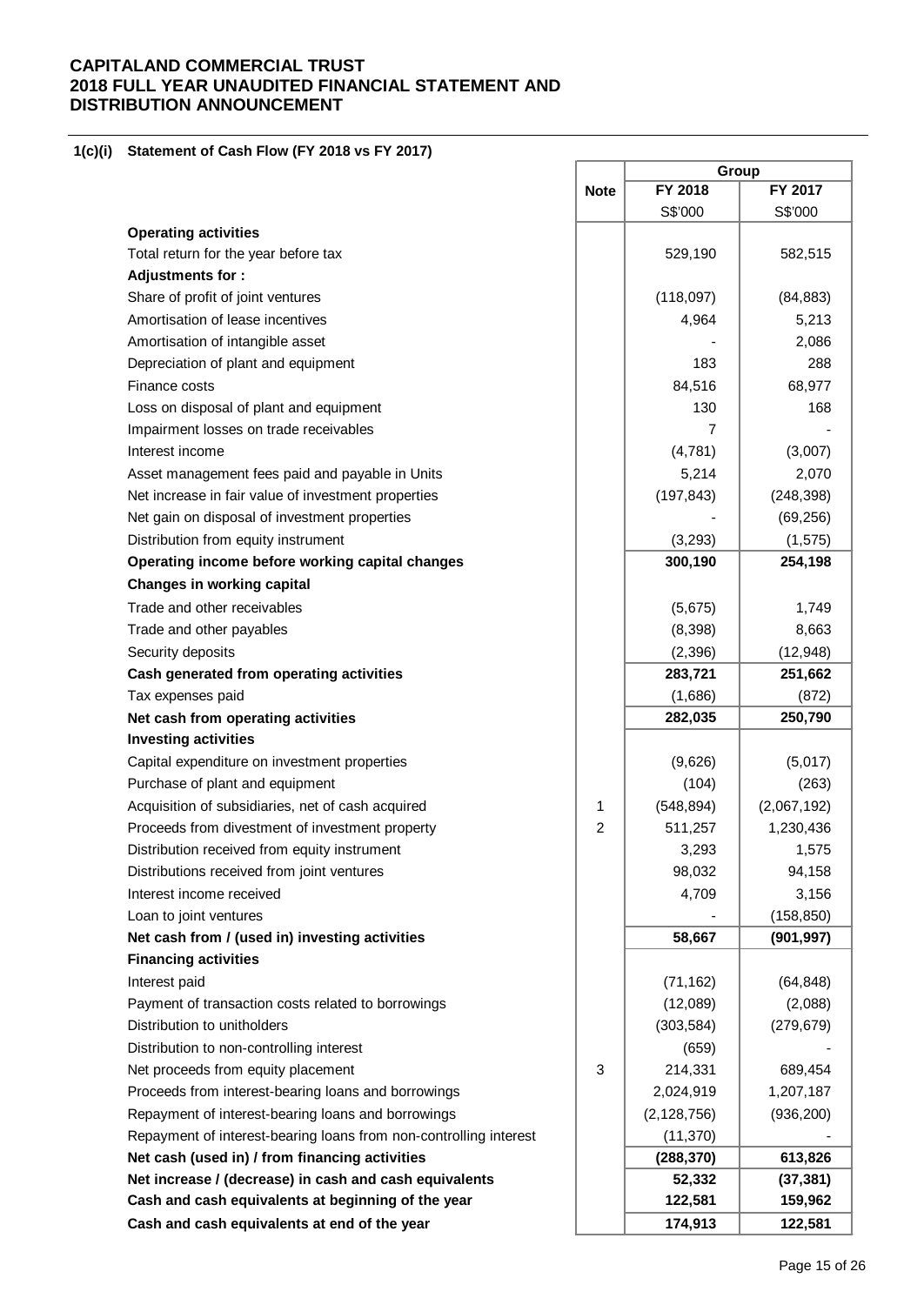# CAPITALAND COMMERCIAL TRUST
# 2018 FULL YEAR UNAUDITED FINANCIAL STATEMENT AND DISTRIBUTION ANNOUNCEMENT

## 1(c)(i) Statement of Cash Flow (FY 2018 vs FY 2017)

| | Note | Group | |
|---|---|---|---|
| | | FY 2018 | FY 2017 |
| | | S$'000 | S$'000 |
| **Operating activities** | | | |
| Total return for the year before tax | | 529,190 | 582,515 |
| **Adjustments for :** | | | |
| Share of profit of joint ventures | | (118,097) | (84,883) |
| Amortisation of lease incentives | | 4,964 | 5,213 |
| Amortisation of intangible asset | | - | 2,086 |
| Depreciation of plant and equipment | | 183 | 288 |
| Finance costs | | 84,516 | 68,977 |
| Loss on disposal of plant and equipment | | 130 | 168 |
| Impairment losses on trade receivables | | 7 | - |
| Interest income | | (4,781) | (3,007) |
| Asset management fees paid and payable in Units | | 5,214 | 2,070 |
| Net increase in fair value of investment properties | | (197,843) | (248,398) |
| Net gain on disposal of investment properties | | - | (69,256) |
| Distribution from equity instrument | | (3,293) | (1,575) |
| **Operating income before working capital changes** | | **300,190** | **254,198** |
| **Changes in working capital** | | | |
| Trade and other receivables | | (5,675) | 1,749 |
| Trade and other payables | | (8,398) | 8,663 |
| Security deposits | | (2,396) | (12,948) |
| **Cash generated from operating activities** | | **283,721** | **251,662** |
| Tax expenses paid | | (1,686) | (872) |
| **Net cash from operating activities** | | **282,035** | **250,790** |
| **Investing activities** | | | |
| Capital expenditure on investment properties | | (9,626) | (5,017) |
| Purchase of plant and equipment | | (104) | (263) |
| Acquisition of subsidiaries, net of cash acquired | 1 | (548,894) | (2,067,192) |
| Proceeds from divestment of investment property | 2 | 511,257 | 1,230,436 |
| Distribution received from equity instrument | | 3,293 | 1,575 |
| Distributions received from joint ventures | | 98,032 | 94,158 |
| Interest income received | | 4,709 | 3,156 |
| Loan to joint ventures | | - | (158,850) |
| **Net cash from / (used in) investing activities** | | **58,667** | **(901,997)** |
| **Financing activities** | | | |
| Interest paid | | (71,162) | (64,848) |
| Payment of transaction costs related to borrowings | | (12,089) | (2,088) |
| Distribution to unitholders | | (303,584) | (279,679) |
| Distribution to non-controlling interest | | (659) | - |
| Net proceeds from equity placement | 3 | 214,331 | 689,454 |
| Proceeds from interest-bearing loans and borrowings | | 2,024,919 | 1,207,187 |
| Repayment of interest-bearing loans and borrowings | | (2,128,756) | (936,200) |
| Repayment of interest-bearing loans from non-controlling interest | | (11,370) | - |
| **Net cash (used in) / from financing activities** | | **(288,370)** | **613,826** |
| **Net increase / (decrease) in cash and cash equivalents** | | **52,332** | **(37,381)** |
| **Cash and cash equivalents at beginning of the year** | | **122,581** | **159,962** |
| **Cash and cash equivalents at end of the year** | | **174,913** | **122,581** |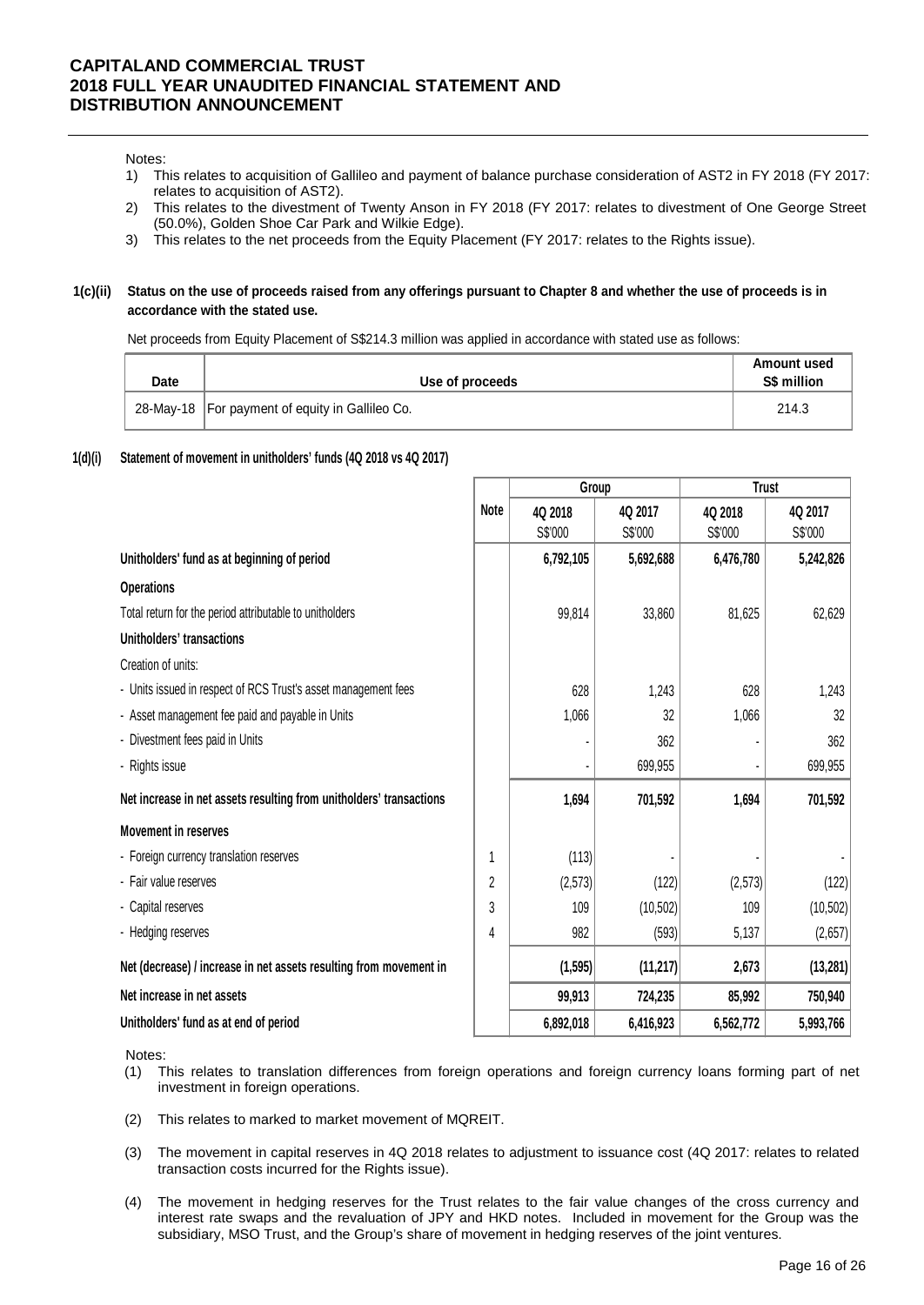Notes:

1) This relates to acquisition of Gallileo and payment of balance purchase consideration of AST2 in FY 2018 (FY 2017: relates to acquisition of AST2).
2) This relates to the divestment of Twenty Anson in FY 2018 (FY 2017: relates to divestment of One George Street (50.0%), Golden Shoe Car Park and Wilkie Edge).
3) This relates to the net proceeds from the Equity Placement (FY 2017: relates to the Rights issue).

## 1(c)(ii) Status on the use of proceeds raised from any offerings pursuant to Chapter 8 and whether the use of proceeds is in accordance with the stated use.

Net proceeds from Equity Placement of S$214.3 million was applied in accordance with stated use as follows:

| Date | Use of proceeds | Amount used S$ million |
|---|---|---|
| 28-May-18 | For payment of equity in Gallileo Co. | 214.3 |

## 1(d)(i) Statement of movement in unitholders' funds (4Q 2018 vs 4Q 2017)

| | Note | Group | | Trust | |
|---|---|---|---|---|---|
| | | 4Q 2018 S$'000 | 4Q 2017 S$'000 | 4Q 2018 S$'000 | 4Q 2017 S$'000 |
| **Unitholders' fund as at beginning of period** | | **6,792,105** | **5,692,688** | **6,476,780** | **5,242,826** |
| **Operations** | | | | | |
| Total return for the period attributable to unitholders | | 99,814 | 33,860 | 81,625 | 62,629 |
| **Unitholders' transactions** | | | | | |
| Creation of units: | | | | | |
| - Units issued in respect of RCS Trust's asset management fees | | 628 | 1,243 | 628 | 1,243 |
| - Asset management fee paid and payable in Units | | 1,066 | 32 | 1,066 | 32 |
| - Divestment fees paid in Units | | - | 362 | - | 362 |
| - Rights issue | | - | 699,955 | - | 699,955 |
| **Net increase in net assets resulting from unitholders' transactions** | | **1,694** | **701,592** | **1,694** | **701,592** |
| **Movement in reserves** | | | | | |
| - Foreign currency translation reserves | 1 | (113) | - | - | - |
| - Fair value reserves | 2 | (2,573) | (122) | (2,573) | (122) |
| - Capital reserves | 3 | 109 | (10,502) | 109 | (10,502) |
| - Hedging reserves | 4 | 982 | (593) | 5,137 | (2,657) |
| **Net (decrease) / increase in net assets resulting from movement in** | | **(1,595)** | **(11,217)** | **2,673** | **(13,281)** |
| **Net increase in net assets** | | **99,913** | **724,235** | **85,992** | **750,940** |
| **Unitholders' fund as at end of period** | | **6,892,018** | **6,416,923** | **6,562,772** | **5,993,766** |

Notes:

(1) This relates to translation differences from foreign operations and foreign currency loans forming part of net investment in foreign operations.

(2) This relates to marked to market movement of MQREIT.

(3) The movement in capital reserves in 4Q 2018 relates to adjustment to issuance cost (4Q 2017: relates to related transaction costs incurred for the Rights issue).

(4) The movement in hedging reserves for the Trust relates to the fair value changes of the cross currency and interest rate swaps and the revaluation of JPY and HKD notes. Included in movement for the Group was the subsidiary, MSO Trust, and the Group's share of movement in hedging reserves of the joint ventures.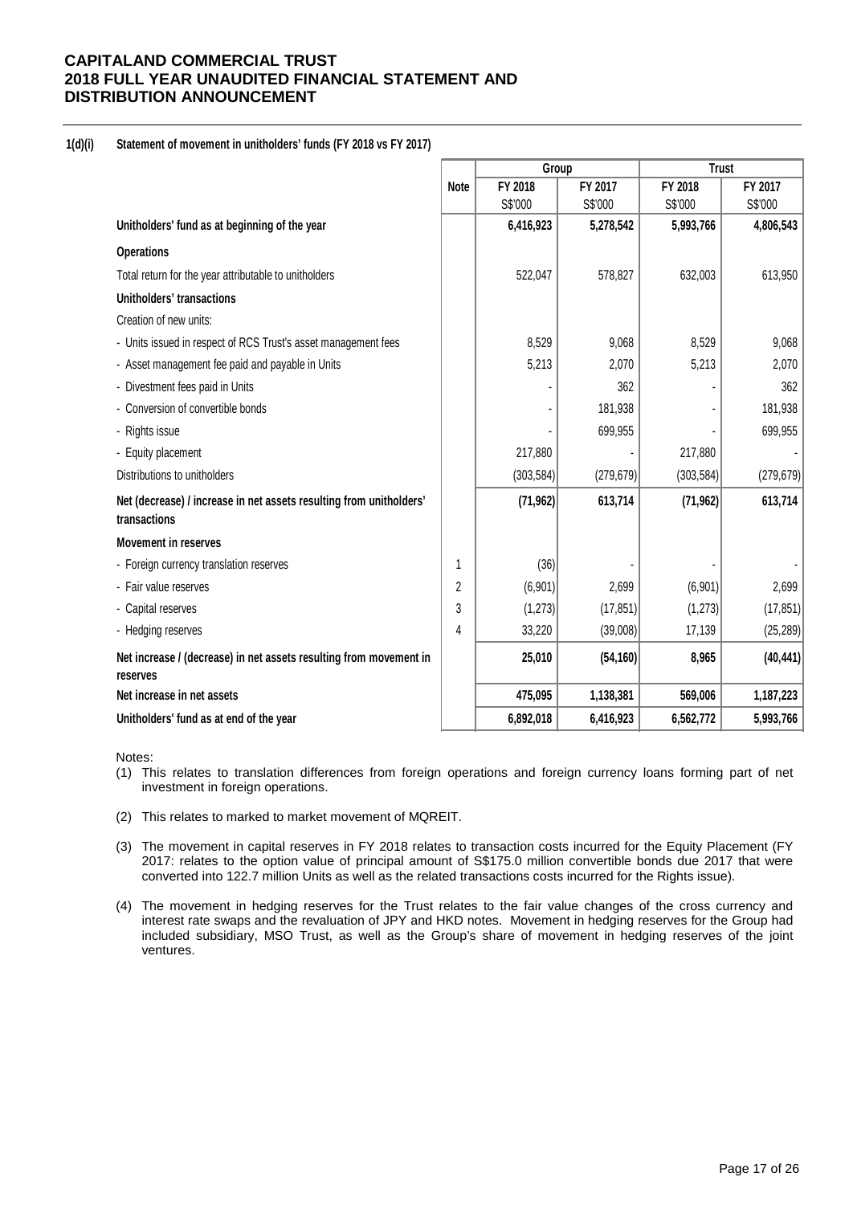**1(d)(i) Statement of movement in unitholders' funds (FY 2018 vs FY 2017)**

| | Note | Group | | Trust | |
|---|---|---|---|---|---|
| | | FY 2018 | FY 2017 | FY 2018 | FY 2017 |
| | | S$'000 | S$'000 | S$'000 | S$'000 |
| **Unitholders' fund as at beginning of the year** | | **6,416,923** | **5,278,542** | **5,993,766** | **4,806,543** |
| **Operations** | | | | | |
| Total return for the year attributable to unitholders | | 522,047 | 578,827 | 632,003 | 613,950 |
| **Unitholders' transactions** | | | | | |
| Creation of new units: | | | | | |
| - Units issued in respect of RCS Trust's asset management fees | | 8,529 | 9,068 | 8,529 | 9,068 |
| - Asset management fee paid and payable in Units | | 5,213 | 2,070 | 5,213 | 2,070 |
| - Divestment fees paid in Units | | - | 362 | - | 362 |
| - Conversion of convertible bonds | | - | 181,938 | - | 181,938 |
| - Rights issue | | - | 699,955 | - | 699,955 |
| - Equity placement | | 217,880 | - | 217,880 | - |
| Distributions to unitholders | | (303,584) | (279,679) | (303,584) | (279,679) |
| **Net (decrease) / increase in net assets resulting from unitholders' transactions** | | **(71,962)** | **613,714** | **(71,962)** | **613,714** |
| **Movement in reserves** | | | | | |
| - Foreign currency translation reserves | 1 | (36) | - | - | - |
| - Fair value reserves | 2 | (6,901) | 2,699 | (6,901) | 2,699 |
| - Capital reserves | 3 | (1,273) | (17,851) | (1,273) | (17,851) |
| - Hedging reserves | 4 | 33,220 | (39,008) | 17,139 | (25,289) |
| **Net increase / (decrease) in net assets resulting from movement in reserves** | | **25,010** | **(54,160)** | **8,965** | **(40,441)** |
| **Net increase in net assets** | | **475,095** | **1,138,381** | **569,006** | **1,187,223** |
| **Unitholders' fund as at end of the year** | | **6,892,018** | **6,416,923** | **6,562,772** | **5,993,766** |

Notes:

(1) This relates to translation differences from foreign operations and foreign currency loans forming part of net investment in foreign operations.

(2) This relates to marked to market movement of MQREIT.

(3) The movement in capital reserves in FY 2018 relates to transaction costs incurred for the Equity Placement (FY 2017: relates to the option value of principal amount of S$175.0 million convertible bonds due 2017 that were converted into 122.7 million Units as well as the related transactions costs incurred for the Rights issue).

(4) The movement in hedging reserves for the Trust relates to the fair value changes of the cross currency and interest rate swaps and the revaluation of JPY and HKD notes. Movement in hedging reserves for the Group had included subsidiary, MSO Trust, as well as the Group's share of movement in hedging reserves of the joint ventures.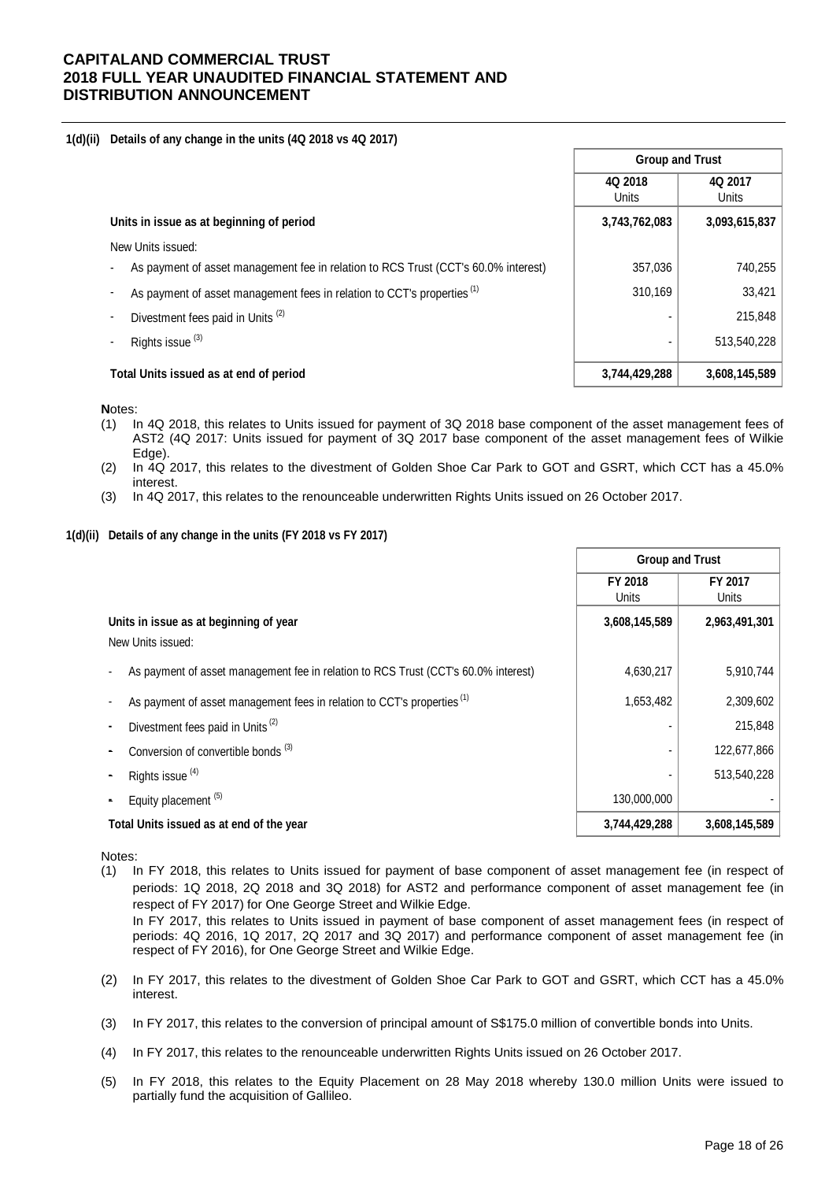#### 1(d)(ii) Details of any change in the units (4Q 2018 vs 4Q 2017)

| | Group and Trust | |
|---|---|---|
| | 4Q 2018 Units | 4Q 2017 Units |
| **Units in issue as at beginning of period** | **3,743,762,083** | **3,093,615,837** |
| New Units issued: | | |
| - As payment of asset management fee in relation to RCS Trust (CCT's 60.0% interest) | 357,036 | 740,255 |
| - As payment of asset management fees in relation to CCT's properties [(1)] | 310,169 | 33,421 |
| - Divestment fees paid in Units [(2)] | - | 215,848 |
| - Rights issue [(3)] | - | 513,540,228 |
| **Total Units issued as at end of period** | **3,744,429,288** | **3,608,145,589** |

Notes:

(1) In 4Q 2018, this relates to Units issued for payment of 3Q 2018 base component of the asset management fees of AST2 (4Q 2017: Units issued for payment of 3Q 2017 base component of the asset management fees of Wilkie Edge).

(2) In 4Q 2017, this relates to the divestment of Golden Shoe Car Park to GOT and GSRT, which CCT has a 45.0% interest.

(3) In 4Q 2017, this relates to the renounceable underwritten Rights Units issued on 26 October 2017.

#### 1(d)(ii) Details of any change in the units (FY 2018 vs FY 2017)

| | Group and Trust | |
|---|---|---|
| | FY 2018 Units | FY 2017 Units |
| **Units in issue as at beginning of year** | **3,608,145,589** | **2,963,491,301** |
| New Units issued: | | |
| - As payment of asset management fee in relation to RCS Trust (CCT's 60.0% interest) | 4,630,217 | 5,910,744 |
| - As payment of asset management fees in relation to CCT's properties [(1)] | 1,653,482 | 2,309,602 |
| - Divestment fees paid in Units [(2)] | - | 215,848 |
| - Conversion of convertible bonds [(3)] | - | 122,677,866 |
| - Rights issue [(4)] | - | 513,540,228 |
| - Equity placement [(5)] | 130,000,000 | - |
| **Total Units issued as at end of the year** | **3,744,429,288** | **3,608,145,589** |

Notes:

(1) In FY 2018, this relates to Units issued for payment of base component of asset management fee (in respect of periods: 1Q 2018, 2Q 2018 and 3Q 2018) for AST2 and performance component of asset management fee (in respect of FY 2017) for One George Street and Wilkie Edge.
In FY 2017, this relates to Units issued in payment of base component of asset management fees (in respect of periods: 4Q 2016, 1Q 2017, 2Q 2017 and 3Q 2017) and performance component of asset management fee (in respect of FY 2016), for One George Street and Wilkie Edge.

(2) In FY 2017, this relates to the divestment of Golden Shoe Car Park to GOT and GSRT, which CCT has a 45.0% interest.

(3) In FY 2017, this relates to the conversion of principal amount of S$175.0 million of convertible bonds into Units.

(4) In FY 2017, this relates to the renounceable underwritten Rights Units issued on 26 October 2017.

(5) In FY 2018, this relates to the Equity Placement on 28 May 2018 whereby 130.0 million Units were issued to partially fund the acquisition of Gallileo.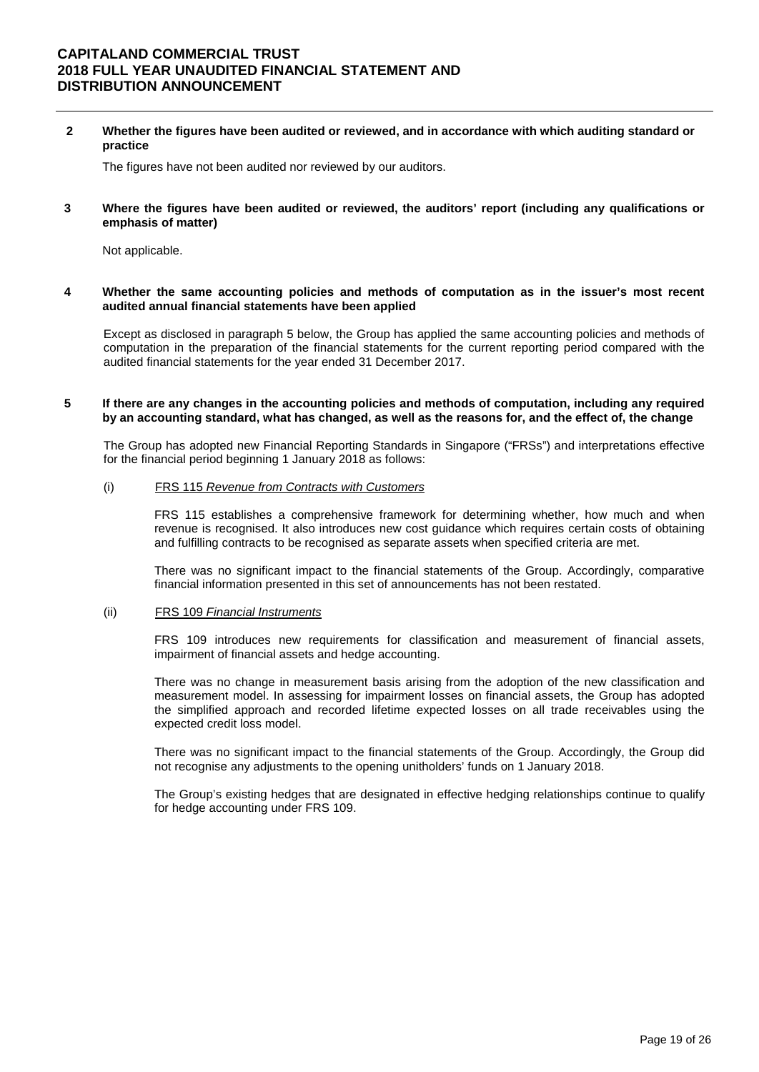**2 Whether the figures have been audited or reviewed, and in accordance with which auditing standard or practice**

The figures have not been audited nor reviewed by our auditors.

**3 Where the figures have been audited or reviewed, the auditors' report (including any qualifications or emphasis of matter)**

Not applicable.

**4 Whether the same accounting policies and methods of computation as in the issuer's most recent audited annual financial statements have been applied**

Except as disclosed in paragraph 5 below, the Group has applied the same accounting policies and methods of computation in the preparation of the financial statements for the current reporting period compared with the audited financial statements for the year ended 31 December 2017.

**5 If there are any changes in the accounting policies and methods of computation, including any required by an accounting standard, what has changed, as well as the reasons for, and the effect of, the change**

The Group has adopted new Financial Reporting Standards in Singapore ("FRSs") and interpretations effective for the financial period beginning 1 January 2018 as follows:

(i) FRS 115 *Revenue from Contracts with Customers*

FRS 115 establishes a comprehensive framework for determining whether, how much and when revenue is recognised. It also introduces new cost guidance which requires certain costs of obtaining and fulfilling contracts to be recognised as separate assets when specified criteria are met.

There was no significant impact to the financial statements of the Group. Accordingly, comparative financial information presented in this set of announcements has not been restated.

(ii) FRS 109 *Financial Instruments*

FRS 109 introduces new requirements for classification and measurement of financial assets, impairment of financial assets and hedge accounting.

There was no change in measurement basis arising from the adoption of the new classification and measurement model. In assessing for impairment losses on financial assets, the Group has adopted the simplified approach and recorded lifetime expected losses on all trade receivables using the expected credit loss model.

There was no significant impact to the financial statements of the Group. Accordingly, the Group did not recognise any adjustments to the opening unitholders' funds on 1 January 2018.

The Group's existing hedges that are designated in effective hedging relationships continue to qualify for hedge accounting under FRS 109.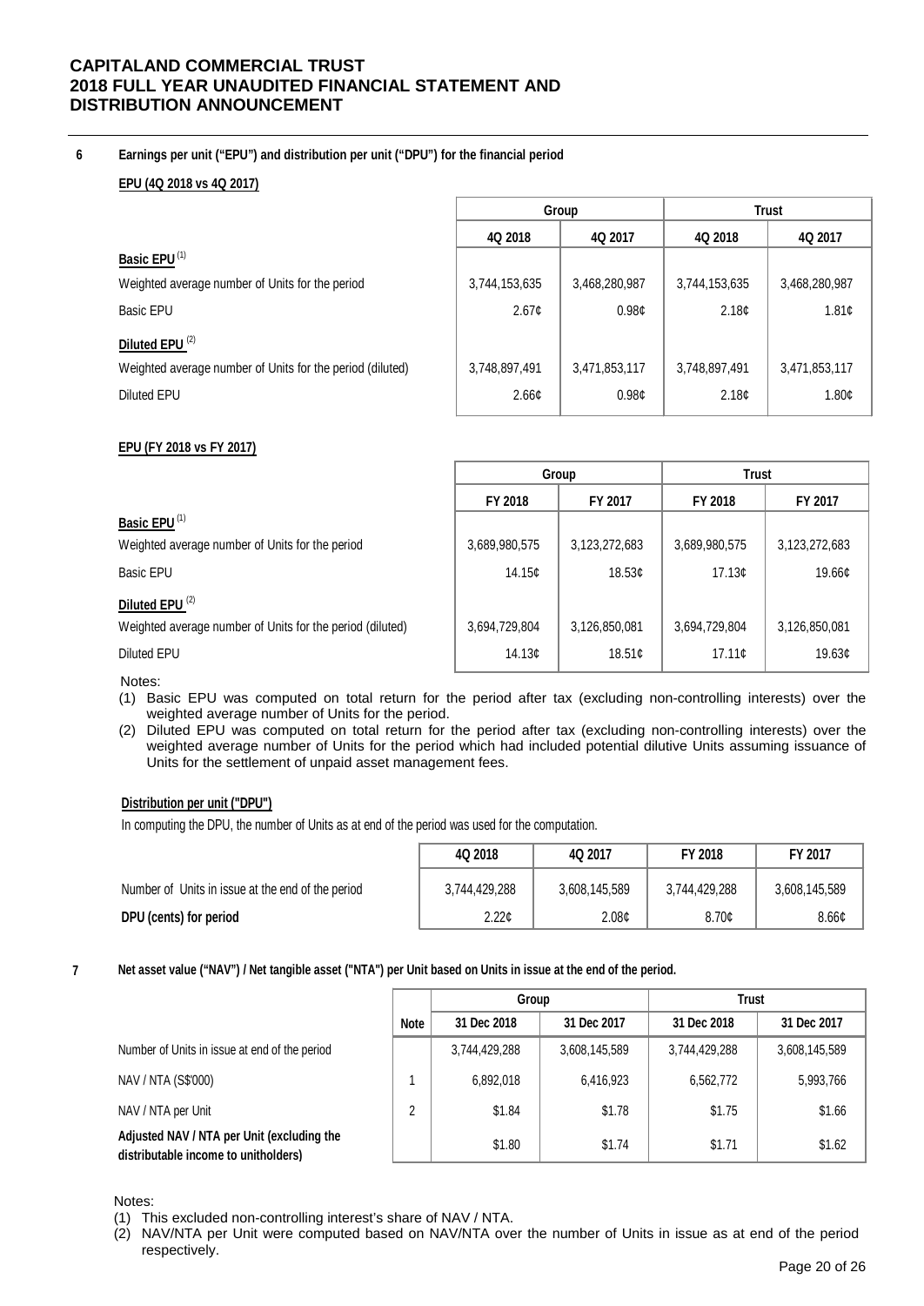## 6 Earnings per unit ("EPU") and distribution per unit ("DPU") for the financial period

**EPU (4Q 2018 vs 4Q 2017)**

| | Group | | Trust | |
|---|---|---|---|---|
| | 4Q 2018 | 4Q 2017 | 4Q 2018 | 4Q 2017 |
| **Basic EPU** [(1)] | | | | |
| Weighted average number of Units for the period | 3,744,153,635 | 3,468,280,987 | 3,744,153,635 | 3,468,280,987 |
| Basic EPU | 2.67¢ | 0.98¢ | 2.18¢ | 1.81¢ |
| **Diluted EPU** [(2)] | | | | |
| Weighted average number of Units for the period (diluted) | 3,748,897,491 | 3,471,853,117 | 3,748,897,491 | 3,471,853,117 |
| Diluted EPU | 2.66¢ | 0.98¢ | 2.18¢ | 1.80¢ |

**EPU (FY 2018 vs FY 2017)**

| | Group | | Trust | |
|---|---|---|---|---|
| | FY 2018 | FY 2017 | FY 2018 | FY 2017 |
| **Basic EPU** [(1)] | | | | |
| Weighted average number of Units for the period | 3,689,980,575 | 3,123,272,683 | 3,689,980,575 | 3,123,272,683 |
| Basic EPU | 14.15¢ | 18.53¢ | 17.13¢ | 19.66¢ |
| **Diluted EPU** [(2)] | | | | |
| Weighted average number of Units for the period (diluted) | 3,694,729,804 | 3,126,850,081 | 3,694,729,804 | 3,126,850,081 |
| Diluted EPU | 14.13¢ | 18.51¢ | 17.11¢ | 19.63¢ |

Notes:

(1) Basic EPU was computed on total return for the period after tax (excluding non-controlling interests) over the weighted average number of Units for the period.

(2) Diluted EPU was computed on total return for the period after tax (excluding non-controlling interests) over the weighted average number of Units for the period which had included potential dilutive Units assuming issuance of Units for the settlement of unpaid asset management fees.

**Distribution per unit ("DPU")**

In computing the DPU, the number of Units as at end of the period was used for the computation.

| | 4Q 2018 | 4Q 2017 | FY 2018 | FY 2017 |
|---|---|---|---|---|
| Number of Units in issue at the end of the period | 3,744,429,288 | 3,608,145,589 | 3,744,429,288 | 3,608,145,589 |
| **DPU (cents) for period** | 2.22¢ | 2.08¢ | 8.70¢ | 8.66¢ |

## 7 Net asset value ("NAV") / Net tangible asset ("NTA") per Unit based on Units in issue at the end of the period.

| | | Group | | Trust | |
|---|---|---|---|---|---|
| | Note | 31 Dec 2018 | 31 Dec 2017 | 31 Dec 2018 | 31 Dec 2017 |
| Number of Units in issue at end of the period | | 3,744,429,288 | 3,608,145,589 | 3,744,429,288 | 3,608,145,589 |
| NAV / NTA (S$'000) | 1 | 6,892,018 | 6,416,923 | 6,562,772 | 5,993,766 |
| NAV / NTA per Unit | 2 | $1.84 | $1.78 | $1.75 | $1.66 |
| **Adjusted NAV / NTA per Unit (excluding the distributable income to unitholders)** | | $1.80 | $1.74 | $1.71 | $1.62 |

Notes:

(1) This excluded non-controlling interest's share of NAV / NTA.

(2) NAV/NTA per Unit were computed based on NAV/NTA over the number of Units in issue as at end of the period respectively.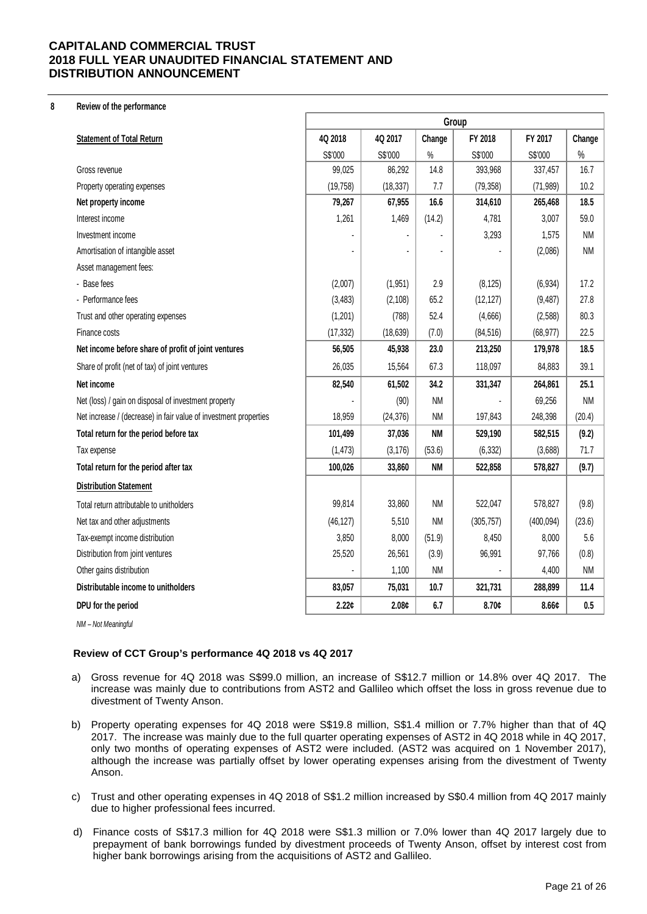# CAPITALAND COMMERCIAL TRUST
# 2018 FULL YEAR UNAUDITED FINANCIAL STATEMENT AND DISTRIBUTION ANNOUNCEMENT

## 8 Review of the performance

| Statement of Total Return | Group | | | | | |
|---|---|---|---|---|---|---|
| | 4Q 2018 | 4Q 2017 | Change | FY 2018 | FY 2017 | Change |
| | S$'000 | S$'000 | % | S$'000 | S$'000 | % |
| Gross revenue | 99,025 | 86,292 | 14.8 | 393,968 | 337,457 | 16.7 |
| Property operating expenses | (19,758) | (18,337) | 7.7 | (79,358) | (71,989) | 10.2 |
| **Net property income** | **79,267** | **67,955** | **16.6** | **314,610** | **265,468** | **18.5** |
| Interest income | 1,261 | 1,469 | (14.2) | 4,781 | 3,007 | 59.0 |
| Investment income | - | - | - | 3,293 | 1,575 | NM |
| Amortisation of intangible asset | - | - | - | - | (2,086) | NM |
| Asset management fees: | | | | | | |
| - Base fees | (2,007) | (1,951) | 2.9 | (8,125) | (6,934) | 17.2 |
| - Performance fees | (3,483) | (2,108) | 65.2 | (12,127) | (9,487) | 27.8 |
| Trust and other operating expenses | (1,201) | (788) | 52.4 | (4,666) | (2,588) | 80.3 |
| Finance costs | (17,332) | (18,639) | (7.0) | (84,516) | (68,977) | 22.5 |
| **Net income before share of profit of joint ventures** | **56,505** | **45,938** | **23.0** | **213,250** | **179,978** | **18.5** |
| Share of profit (net of tax) of joint ventures | 26,035 | 15,564 | 67.3 | 118,097 | 84,883 | 39.1 |
| **Net income** | **82,540** | **61,502** | **34.2** | **331,347** | **264,861** | **25.1** |
| Net (loss) / gain on disposal of investment property | - | (90) | NM | - | 69,256 | NM |
| Net increase / (decrease) in fair value of investment properties | 18,959 | (24,376) | NM | 197,843 | 248,398 | (20.4) |
| **Total return for the period before tax** | **101,499** | **37,036** | **NM** | **529,190** | **582,515** | **(9.2)** |
| Tax expense | (1,473) | (3,176) | (53.6) | (6,332) | (3,688) | 71.7 |
| **Total return for the period after tax** | **100,026** | **33,860** | **NM** | **522,858** | **578,827** | **(9.7)** |
| **Distribution Statement** | | | | | | |
| Total return attributable to unitholders | 99,814 | 33,860 | NM | 522,047 | 578,827 | (9.8) |
| Net tax and other adjustments | (46,127) | 5,510 | NM | (305,757) | (400,094) | (23.6) |
| Tax-exempt income distribution | 3,850 | 8,000 | (51.9) | 8,450 | 8,000 | 5.6 |
| Distribution from joint ventures | 25,520 | 26,561 | (3.9) | 96,991 | 97,766 | (0.8) |
| Other gains distribution | - | 1,100 | NM | - | 4,400 | NM |
| **Distributable income to unitholders** | **83,057** | **75,031** | **10.7** | **321,731** | **288,899** | **11.4** |
| **DPU for the period** | **2.22¢** | **2.08¢** | **6.7** | **8.70¢** | **8.66¢** | **0.5** |

*NM – Not Meaningful*

### Review of CCT Group's performance 4Q 2018 vs 4Q 2017

a) Gross revenue for 4Q 2018 was S$99.0 million, an increase of S$12.7 million or 14.8% over 4Q 2017. The increase was mainly due to contributions from AST2 and Gallileo which offset the loss in gross revenue due to divestment of Twenty Anson.

b) Property operating expenses for 4Q 2018 were S$19.8 million, S$1.4 million or 7.7% higher than that of 4Q 2017. The increase was mainly due to the full quarter operating expenses of AST2 in 4Q 2018 while in 4Q 2017, only two months of operating expenses of AST2 were included. (AST2 was acquired on 1 November 2017), although the increase was partially offset by lower operating expenses arising from the divestment of Twenty Anson.

c) Trust and other operating expenses in 4Q 2018 of S$1.2 million increased by S$0.4 million from 4Q 2017 mainly due to higher professional fees incurred.

d) Finance costs of S$17.3 million for 4Q 2018 were S$1.3 million or 7.0% lower than 4Q 2017 largely due to prepayment of bank borrowings funded by divestment proceeds of Twenty Anson, offset by interest cost from higher bank borrowings arising from the acquisitions of AST2 and Gallileo.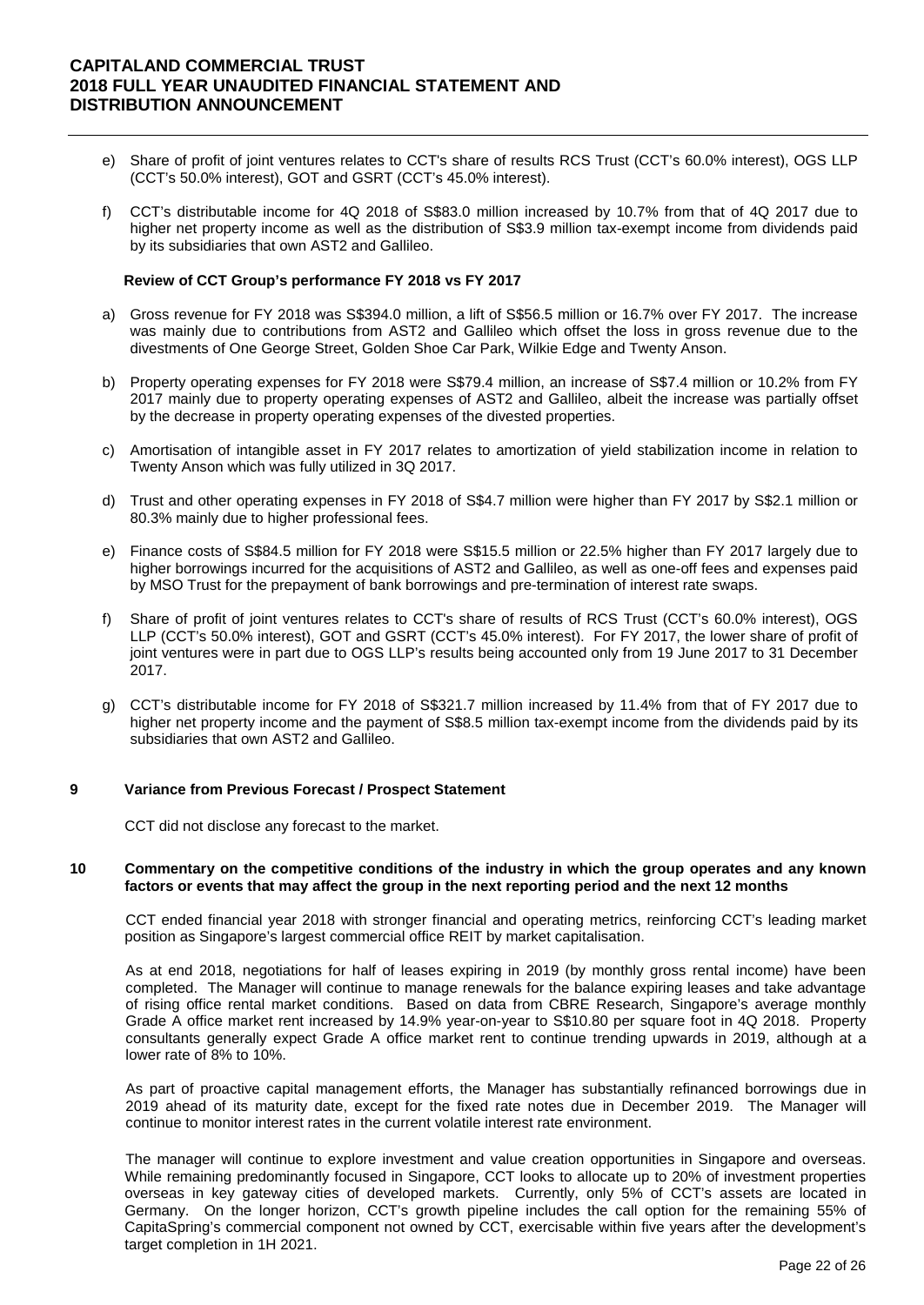e) Share of profit of joint ventures relates to CCT's share of results RCS Trust (CCT's 60.0% interest), OGS LLP (CCT's 50.0% interest), GOT and GSRT (CCT's 45.0% interest).

f) CCT's distributable income for 4Q 2018 of S$83.0 million increased by 10.7% from that of 4Q 2017 due to higher net property income as well as the distribution of S$3.9 million tax-exempt income from dividends paid by its subsidiaries that own AST2 and Gallileo.

**Review of CCT Group's performance FY 2018 vs FY 2017**

a) Gross revenue for FY 2018 was S$394.0 million, a lift of S$56.5 million or 16.7% over FY 2017. The increase was mainly due to contributions from AST2 and Gallileo which offset the loss in gross revenue due to the divestments of One George Street, Golden Shoe Car Park, Wilkie Edge and Twenty Anson.

b) Property operating expenses for FY 2018 were S$79.4 million, an increase of S$7.4 million or 10.2% from FY 2017 mainly due to property operating expenses of AST2 and Gallileo, albeit the increase was partially offset by the decrease in property operating expenses of the divested properties.

c) Amortisation of intangible asset in FY 2017 relates to amortization of yield stabilization income in relation to Twenty Anson which was fully utilized in 3Q 2017.

d) Trust and other operating expenses in FY 2018 of S$4.7 million were higher than FY 2017 by S$2.1 million or 80.3% mainly due to higher professional fees.

e) Finance costs of S$84.5 million for FY 2018 were S$15.5 million or 22.5% higher than FY 2017 largely due to higher borrowings incurred for the acquisitions of AST2 and Gallileo, as well as one-off fees and expenses paid by MSO Trust for the prepayment of bank borrowings and pre-termination of interest rate swaps.

f) Share of profit of joint ventures relates to CCT's share of results of RCS Trust (CCT's 60.0% interest), OGS LLP (CCT's 50.0% interest), GOT and GSRT (CCT's 45.0% interest). For FY 2017, the lower share of profit of joint ventures were in part due to OGS LLP's results being accounted only from 19 June 2017 to 31 December 2017.

g) CCT's distributable income for FY 2018 of S$321.7 million increased by 11.4% from that of FY 2017 due to higher net property income and the payment of S$8.5 million tax-exempt income from the dividends paid by its subsidiaries that own AST2 and Gallileo.

## 9 Variance from Previous Forecast / Prospect Statement

CCT did not disclose any forecast to the market.

## 10 Commentary on the competitive conditions of the industry in which the group operates and any known factors or events that may affect the group in the next reporting period and the next 12 months

CCT ended financial year 2018 with stronger financial and operating metrics, reinforcing CCT's leading market position as Singapore's largest commercial office REIT by market capitalisation.

As at end 2018, negotiations for half of leases expiring in 2019 (by monthly gross rental income) have been completed. The Manager will continue to manage renewals for the balance expiring leases and take advantage of rising office rental market conditions. Based on data from CBRE Research, Singapore's average monthly Grade A office market rent increased by 14.9% year-on-year to S$10.80 per square foot in 4Q 2018. Property consultants generally expect Grade A office market rent to continue trending upwards in 2019, although at a lower rate of 8% to 10%.

As part of proactive capital management efforts, the Manager has substantially refinanced borrowings due in 2019 ahead of its maturity date, except for the fixed rate notes due in December 2019. The Manager will continue to monitor interest rates in the current volatile interest rate environment.

The manager will continue to explore investment and value creation opportunities in Singapore and overseas. While remaining predominantly focused in Singapore, CCT looks to allocate up to 20% of investment properties overseas in key gateway cities of developed markets. Currently, only 5% of CCT's assets are located in Germany. On the longer horizon, CCT's growth pipeline includes the call option for the remaining 55% of CapitaSpring's commercial component not owned by CCT, exercisable within five years after the development's target completion in 1H 2021.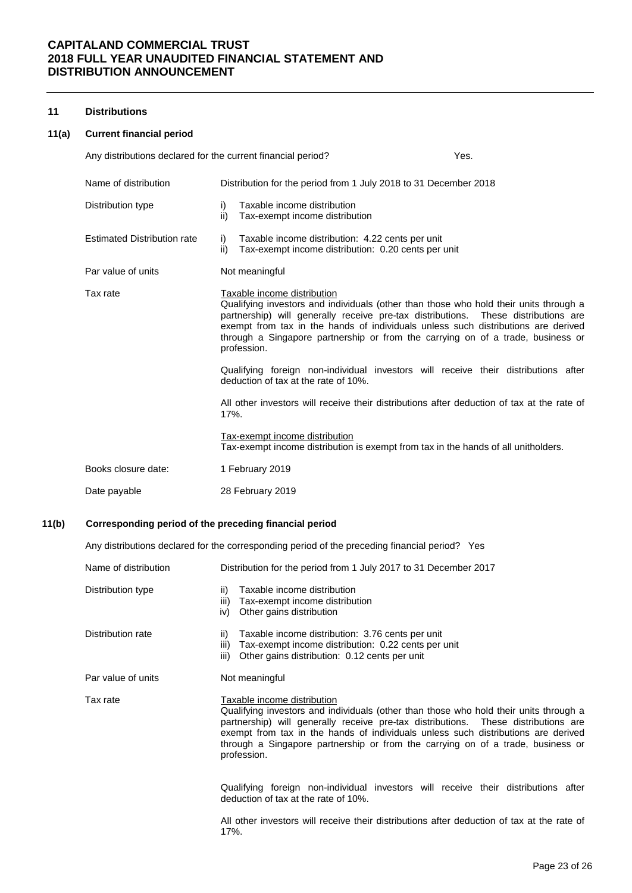## 11 Distributions

### 11(a) Current financial period

Any distributions declared for the current financial period? Yes.

| | |
|---|---|
| Name of distribution | Distribution for the period from 1 July 2018 to 31 December 2018 |
| Distribution type | i) Taxable income distribution<br>ii) Tax-exempt income distribution |
| Estimated Distribution rate | i) Taxable income distribution: 4.22 cents per unit<br>ii) Tax-exempt income distribution: 0.20 cents per unit |
| Par value of units | Not meaningful |
| Tax rate | Taxable income distribution<br>Qualifying investors and individuals (other than those who hold their units through a partnership) will generally receive pre-tax distributions. These distributions are exempt from tax in the hands of individuals unless such distributions are derived through a Singapore partnership or from the carrying on of a trade, business or profession.<br><br>Qualifying foreign non-individual investors will receive their distributions after deduction of tax at the rate of 10%.<br><br>All other investors will receive their distributions after deduction of tax at the rate of 17%.<br><br>Tax-exempt income distribution<br>Tax-exempt income distribution is exempt from tax in the hands of all unitholders. |
| Books closure date: | 1 February 2019 |
| Date payable | 28 February 2019 |

### 11(b) Corresponding period of the preceding financial period

Any distributions declared for the corresponding period of the preceding financial period? Yes

| | |
|---|---|
| Name of distribution | Distribution for the period from 1 July 2017 to 31 December 2017 |
| Distribution type | ii) Taxable income distribution<br>iii) Tax-exempt income distribution<br>iv) Other gains distribution |
| Distribution rate | ii) Taxable income distribution: 3.76 cents per unit<br>iii) Tax-exempt income distribution: 0.22 cents per unit<br>iii) Other gains distribution: 0.12 cents per unit |
| Par value of units | Not meaningful |
| Tax rate | Taxable income distribution<br>Qualifying investors and individuals (other than those who hold their units through a partnership) will generally receive pre-tax distributions. These distributions are exempt from tax in the hands of individuals unless such distributions are derived through a Singapore partnership or from the carrying on of a trade, business or profession.<br><br>Qualifying foreign non-individual investors will receive their distributions after deduction of tax at the rate of 10%.<br><br>All other investors will receive their distributions after deduction of tax at the rate of 17%. |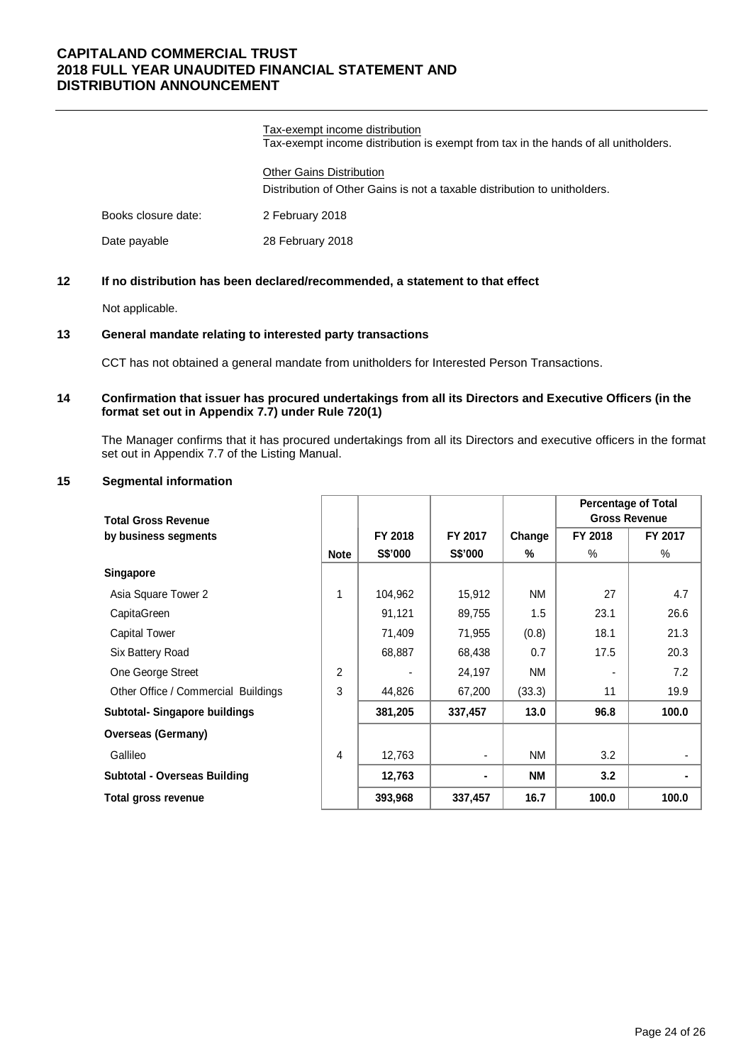Tax-exempt income distribution
Tax-exempt income distribution is exempt from tax in the hands of all unitholders.

Other Gains Distribution
Distribution of Other Gains is not a taxable distribution to unitholders.

Books closure date: 2 February 2018

Date payable 28 February 2018

## 12 If no distribution has been declared/recommended, a statement to that effect

Not applicable.

## 13 General mandate relating to interested party transactions

CCT has not obtained a general mandate from unitholders for Interested Person Transactions.

## 14 Confirmation that issuer has procured undertakings from all its Directors and Executive Officers (in the format set out in Appendix 7.7) under Rule 720(1)

The Manager confirms that it has procured undertakings from all its Directors and executive officers in the format set out in Appendix 7.7 of the Listing Manual.

## 15 Segmental information

| Total Gross Revenue by business segments | Note | FY 2018 | FY 2017 | Change | Percentage of Total Gross Revenue | |
|---|---|---|---|---|---|---|
| | | S$'000 | S$'000 | % | FY 2018 % | FY 2017 % |
| **Singapore** | | | | | | |
| Asia Square Tower 2 | 1 | 104,962 | 15,912 | NM | 27 | 4.7 |
| CapitaGreen | | 91,121 | 89,755 | 1.5 | 23.1 | 26.6 |
| Capital Tower | | 71,409 | 71,955 | (0.8) | 18.1 | 21.3 |
| Six Battery Road | | 68,887 | 68,438 | 0.7 | 17.5 | 20.3 |
| One George Street | 2 | - | 24,197 | NM | - | 7.2 |
| Other Office / Commercial Buildings | 3 | 44,826 | 67,200 | (33.3) | 11 | 19.9 |
| **Subtotal- Singapore buildings** | | **381,205** | **337,457** | **13.0** | **96.8** | **100.0** |
| **Overseas (Germany)** | | | | | | |
| Gallileo | 4 | 12,763 | - | NM | 3.2 | - |
| **Subtotal - Overseas Building** | | **12,763** | **-** | **NM** | **3.2** | **-** |
| **Total gross revenue** | | **393,968** | **337,457** | **16.7** | **100.0** | **100.0** |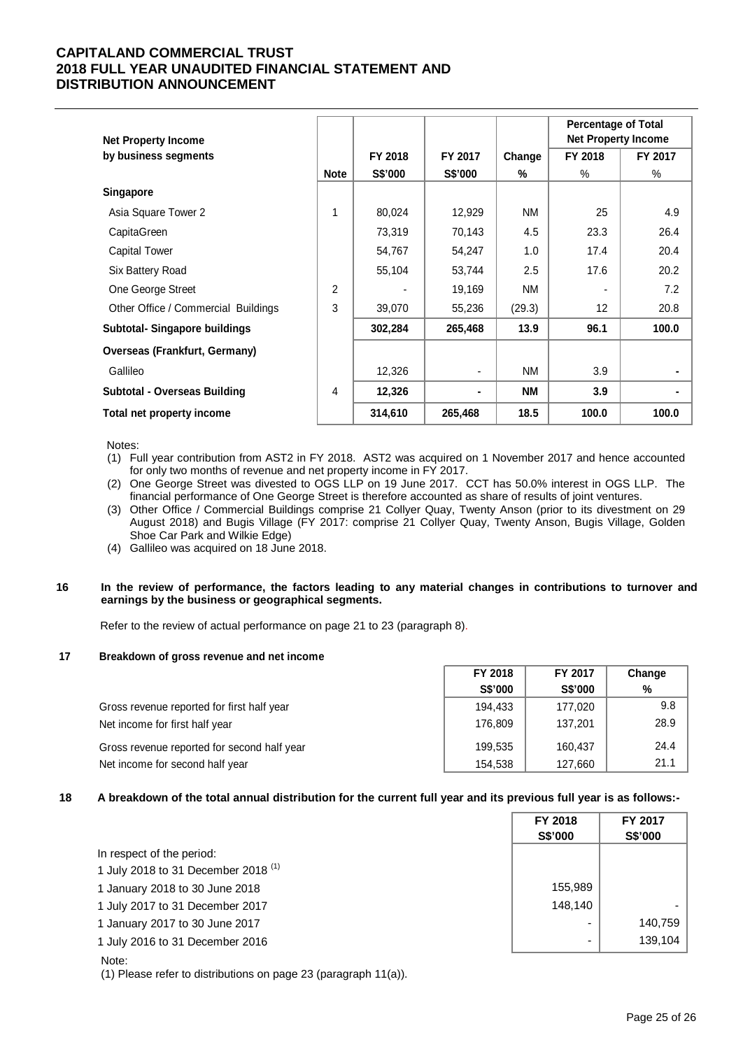# CAPITALAND COMMERCIAL TRUST
# 2018 FULL YEAR UNAUDITED FINANCIAL STATEMENT AND DISTRIBUTION ANNOUNCEMENT

| Net Property Income by business segments | | | | | Percentage of Total Net Property Income | |
|---|---|---|---|---|---|---|
| | Note | FY 2018 S$'000 | FY 2017 S$'000 | Change % | FY 2018 % | FY 2017 % |
| **Singapore** | | | | | | |
| Asia Square Tower 2 | 1 | 80,024 | 12,929 | NM | 25 | 4.9 |
| CapitaGreen | | 73,319 | 70,143 | 4.5 | 23.3 | 26.4 |
| Capital Tower | | 54,767 | 54,247 | 1.0 | 17.4 | 20.4 |
| Six Battery Road | | 55,104 | 53,744 | 2.5 | 17.6 | 20.2 |
| One George Street | 2 | - | 19,169 | NM | - | 7.2 |
| Other Office / Commercial Buildings | 3 | 39,070 | 55,236 | (29.3) | 12 | 20.8 |
| **Subtotal- Singapore buildings** | | **302,284** | **265,468** | **13.9** | **96.1** | **100.0** |
| **Overseas (Frankfurt, Germany)** | | | | | | |
| Gallileo | | 12,326 | - | NM | 3.9 | - |
| **Subtotal - Overseas Building** | 4 | **12,326** | **-** | **NM** | **3.9** | **-** |
| **Total net property income** | | **314,610** | **265,468** | **18.5** | **100.0** | **100.0** |

Notes:

(1) Full year contribution from AST2 in FY 2018. AST2 was acquired on 1 November 2017 and hence accounted for only two months of revenue and net property income in FY 2017.

(2) One George Street was divested to OGS LLP on 19 June 2017. CCT has 50.0% interest in OGS LLP. The financial performance of One George Street is therefore accounted as share of results of joint ventures.

(3) Other Office / Commercial Buildings comprise 21 Collyer Quay, Twenty Anson (prior to its divestment on 29 August 2018) and Bugis Village (FY 2017: comprise 21 Collyer Quay, Twenty Anson, Bugis Village, Golden Shoe Car Park and Wilkie Edge)

(4) Gallileo was acquired on 18 June 2018.

## 16 In the review of performance, the factors leading to any material changes in contributions to turnover and earnings by the business or geographical segments.

Refer to the review of actual performance on page 21 to 23 (paragraph 8).

## 17 Breakdown of gross revenue and net income

| | FY 2018 S$'000 | FY 2017 S$'000 | Change % |
|---|---|---|---|
| Gross revenue reported for first half year | 194,433 | 177,020 | 9.8 |
| Net income for first half year | 176,809 | 137,201 | 28.9 |
| Gross revenue reported for second half year | 199,535 | 160,437 | 24.4 |
| Net income for second half year | 154,538 | 127,660 | 21.1 |

## 18 A breakdown of the total annual distribution for the current full year and its previous full year is as follows:-

| | FY 2018 S$'000 | FY 2017 S$'000 |
|---|---|---|
| In respect of the period: | | |
| 1 July 2018 to 31 December 2018 [(1)] | | |
| 1 January 2018 to 30 June 2018 | 155,989 | |
| 1 July 2017 to 31 December 2017 | 148,140 | - |
| 1 January 2017 to 30 June 2017 | - | 140,759 |
| 1 July 2016 to 31 December 2016 | - | 139,104 |

Note:

(1) Please refer to distributions on page 23 (paragraph 11(a)).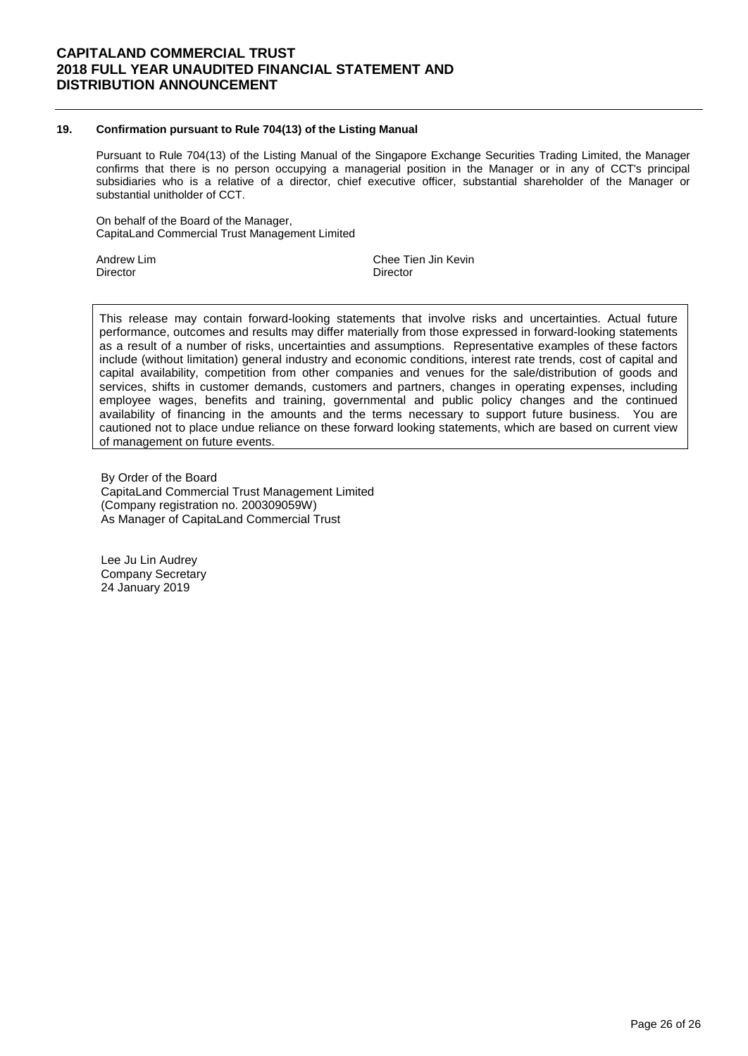### 19. Confirmation pursuant to Rule 704(13) of the Listing Manual

Pursuant to Rule 704(13) of the Listing Manual of the Singapore Exchange Securities Trading Limited, the Manager confirms that there is no person occupying a managerial position in the Manager or in any of CCT's principal subsidiaries who is a relative of a director, chief executive officer, substantial shareholder of the Manager or substantial unitholder of CCT.

On behalf of the Board of the Manager,
CapitaLand Commercial Trust Management Limited

| | |
|---|---|
| Andrew Lim | Chee Tien Jin Kevin |
| Director | Director |

This release may contain forward-looking statements that involve risks and uncertainties. Actual future performance, outcomes and results may differ materially from those expressed in forward-looking statements as a result of a number of risks, uncertainties and assumptions. Representative examples of these factors include (without limitation) general industry and economic conditions, interest rate trends, cost of capital and capital availability, competition from other companies and venues for the sale/distribution of goods and services, shifts in customer demands, customers and partners, changes in operating expenses, including employee wages, benefits and training, governmental and public policy changes and the continued availability of financing in the amounts and the terms necessary to support future business. You are cautioned not to place undue reliance on these forward looking statements, which are based on current view of management on future events.

By Order of the Board
CapitaLand Commercial Trust Management Limited
(Company registration no. 200309059W)
As Manager of CapitaLand Commercial Trust

Lee Ju Lin Audrey
Company Secretary
24 January 2019